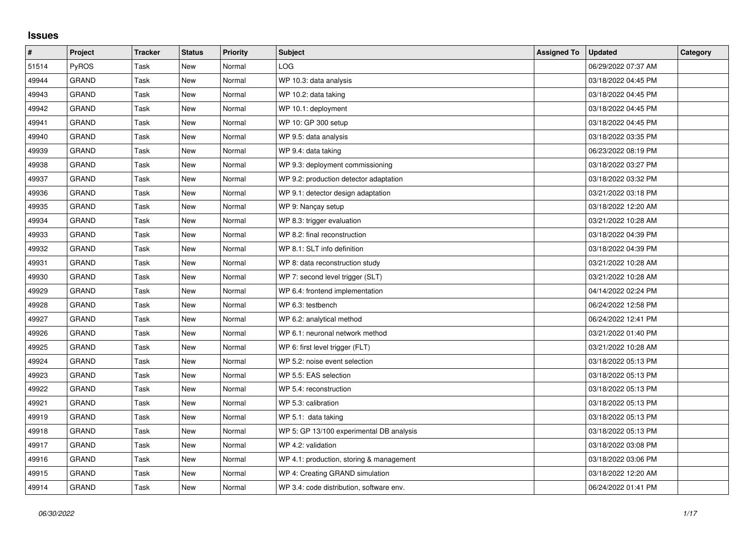## Issues

| # | Project | Tracker | Status | Priority | Subject | Assigned To | Updated | Category |
|---|---|---|---|---|---|---|---|---|
| 51514 | PyROS | Task | New | Normal | LOG | | 06/29/2022 07:37 AM | |
| 49944 | GRAND | Task | New | Normal | WP 10.3: data analysis | | 03/18/2022 04:45 PM | |
| 49943 | GRAND | Task | New | Normal | WP 10.2: data taking | | 03/18/2022 04:45 PM | |
| 49942 | GRAND | Task | New | Normal | WP 10.1: deployment | | 03/18/2022 04:45 PM | |
| 49941 | GRAND | Task | New | Normal | WP 10: GP 300 setup | | 03/18/2022 04:45 PM | |
| 49940 | GRAND | Task | New | Normal | WP 9.5: data analysis | | 03/18/2022 03:35 PM | |
| 49939 | GRAND | Task | New | Normal | WP 9.4: data taking | | 06/23/2022 08:19 PM | |
| 49938 | GRAND | Task | New | Normal | WP 9.3: deployment commissioning | | 03/18/2022 03:27 PM | |
| 49937 | GRAND | Task | New | Normal | WP 9.2: production detector adaptation | | 03/18/2022 03:32 PM | |
| 49936 | GRAND | Task | New | Normal | WP 9.1: detector design adaptation | | 03/21/2022 03:18 PM | |
| 49935 | GRAND | Task | New | Normal | WP 9: Nançay setup | | 03/18/2022 12:20 AM | |
| 49934 | GRAND | Task | New | Normal | WP 8.3: trigger evaluation | | 03/21/2022 10:28 AM | |
| 49933 | GRAND | Task | New | Normal | WP 8.2: final reconstruction | | 03/18/2022 04:39 PM | |
| 49932 | GRAND | Task | New | Normal | WP 8.1: SLT info definition | | 03/18/2022 04:39 PM | |
| 49931 | GRAND | Task | New | Normal | WP 8: data reconstruction study | | 03/21/2022 10:28 AM | |
| 49930 | GRAND | Task | New | Normal | WP 7: second level trigger (SLT) | | 03/21/2022 10:28 AM | |
| 49929 | GRAND | Task | New | Normal | WP 6.4: frontend implementation | | 04/14/2022 02:24 PM | |
| 49928 | GRAND | Task | New | Normal | WP 6.3: testbench | | 06/24/2022 12:58 PM | |
| 49927 | GRAND | Task | New | Normal | WP 6.2: analytical method | | 06/24/2022 12:41 PM | |
| 49926 | GRAND | Task | New | Normal | WP 6.1: neuronal network method | | 03/21/2022 01:40 PM | |
| 49925 | GRAND | Task | New | Normal | WP 6: first level trigger (FLT) | | 03/21/2022 10:28 AM | |
| 49924 | GRAND | Task | New | Normal | WP 5.2: noise event selection | | 03/18/2022 05:13 PM | |
| 49923 | GRAND | Task | New | Normal | WP 5.5: EAS selection | | 03/18/2022 05:13 PM | |
| 49922 | GRAND | Task | New | Normal | WP 5.4: reconstruction | | 03/18/2022 05:13 PM | |
| 49921 | GRAND | Task | New | Normal | WP 5.3: calibration | | 03/18/2022 05:13 PM | |
| 49919 | GRAND | Task | New | Normal | WP 5.1: data taking | | 03/18/2022 05:13 PM | |
| 49918 | GRAND | Task | New | Normal | WP 5: GP 13/100 experimental DB analysis | | 03/18/2022 05:13 PM | |
| 49917 | GRAND | Task | New | Normal | WP 4.2: validation | | 03/18/2022 03:08 PM | |
| 49916 | GRAND | Task | New | Normal | WP 4.1: production, storing & management | | 03/18/2022 03:06 PM | |
| 49915 | GRAND | Task | New | Normal | WP 4: Creating GRAND simulation | | 03/18/2022 12:20 AM | |
| 49914 | GRAND | Task | New | Normal | WP 3.4: code distribution, software env. | | 06/24/2022 01:41 PM | |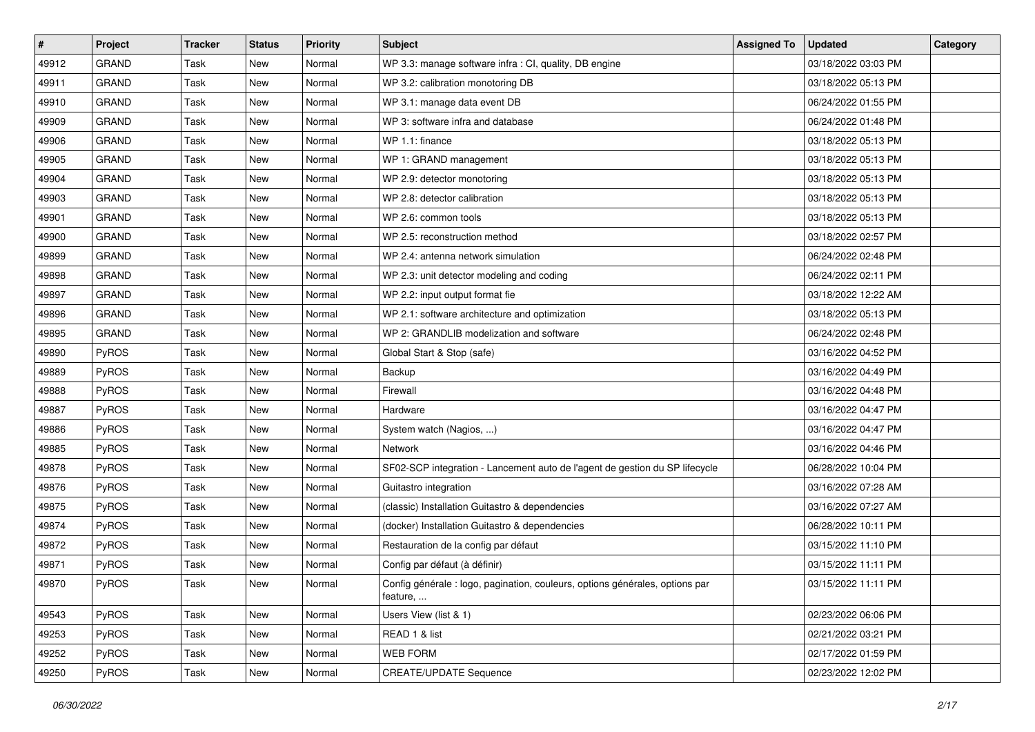| # | Project | Tracker | Status | Priority | Subject | Assigned To | Updated | Category |
|---|---|---|---|---|---|---|---|---|
| 49912 | GRAND | Task | New | Normal | WP 3.3: manage software infra : CI, quality, DB engine | | 03/18/2022 03:03 PM | |
| 49911 | GRAND | Task | New | Normal | WP 3.2: calibration monotoring DB | | 03/18/2022 05:13 PM | |
| 49910 | GRAND | Task | New | Normal | WP 3.1: manage data event DB | | 06/24/2022 01:55 PM | |
| 49909 | GRAND | Task | New | Normal | WP 3: software infra and database | | 06/24/2022 01:48 PM | |
| 49906 | GRAND | Task | New | Normal | WP 1.1: finance | | 03/18/2022 05:13 PM | |
| 49905 | GRAND | Task | New | Normal | WP 1: GRAND management | | 03/18/2022 05:13 PM | |
| 49904 | GRAND | Task | New | Normal | WP 2.9: detector monotoring | | 03/18/2022 05:13 PM | |
| 49903 | GRAND | Task | New | Normal | WP 2.8: detector calibration | | 03/18/2022 05:13 PM | |
| 49901 | GRAND | Task | New | Normal | WP 2.6: common tools | | 03/18/2022 05:13 PM | |
| 49900 | GRAND | Task | New | Normal | WP 2.5: reconstruction method | | 03/18/2022 02:57 PM | |
| 49899 | GRAND | Task | New | Normal | WP 2.4: antenna network simulation | | 06/24/2022 02:48 PM | |
| 49898 | GRAND | Task | New | Normal | WP 2.3: unit detector modeling and coding | | 06/24/2022 02:11 PM | |
| 49897 | GRAND | Task | New | Normal | WP 2.2: input output format fie | | 03/18/2022 12:22 AM | |
| 49896 | GRAND | Task | New | Normal | WP 2.1: software architecture and optimization | | 03/18/2022 05:13 PM | |
| 49895 | GRAND | Task | New | Normal | WP 2: GRANDLIB modelization and software | | 06/24/2022 02:48 PM | |
| 49890 | PyROS | Task | New | Normal | Global Start & Stop (safe) | | 03/16/2022 04:52 PM | |
| 49889 | PyROS | Task | New | Normal | Backup | | 03/16/2022 04:49 PM | |
| 49888 | PyROS | Task | New | Normal | Firewall | | 03/16/2022 04:48 PM | |
| 49887 | PyROS | Task | New | Normal | Hardware | | 03/16/2022 04:47 PM | |
| 49886 | PyROS | Task | New | Normal | System watch (Nagios, ...) | | 03/16/2022 04:47 PM | |
| 49885 | PyROS | Task | New | Normal | Network | | 03/16/2022 04:46 PM | |
| 49878 | PyROS | Task | New | Normal | SF02-SCP integration - Lancement auto de l'agent de gestion du SP lifecycle | | 06/28/2022 10:04 PM | |
| 49876 | PyROS | Task | New | Normal | Guitastro integration | | 03/16/2022 07:28 AM | |
| 49875 | PyROS | Task | New | Normal | (classic) Installation Guitastro & dependencies | | 03/16/2022 07:27 AM | |
| 49874 | PyROS | Task | New | Normal | (docker) Installation Guitastro & dependencies | | 06/28/2022 10:11 PM | |
| 49872 | PyROS | Task | New | Normal | Restauration de la config par défaut | | 03/15/2022 11:10 PM | |
| 49871 | PyROS | Task | New | Normal | Config par défaut (à définir) | | 03/15/2022 11:11 PM | |
| 49870 | PyROS | Task | New | Normal | Config générale : logo, pagination, couleurs, options générales, options par feature, ... | | 03/15/2022 11:11 PM | |
| 49543 | PyROS | Task | New | Normal | Users View (list & 1) | | 02/23/2022 06:06 PM | |
| 49253 | PyROS | Task | New | Normal | READ 1 & list | | 02/21/2022 03:21 PM | |
| 49252 | PyROS | Task | New | Normal | WEB FORM | | 02/17/2022 01:59 PM | |
| 49250 | PyROS | Task | New | Normal | CREATE/UPDATE Sequence | | 02/23/2022 12:02 PM | |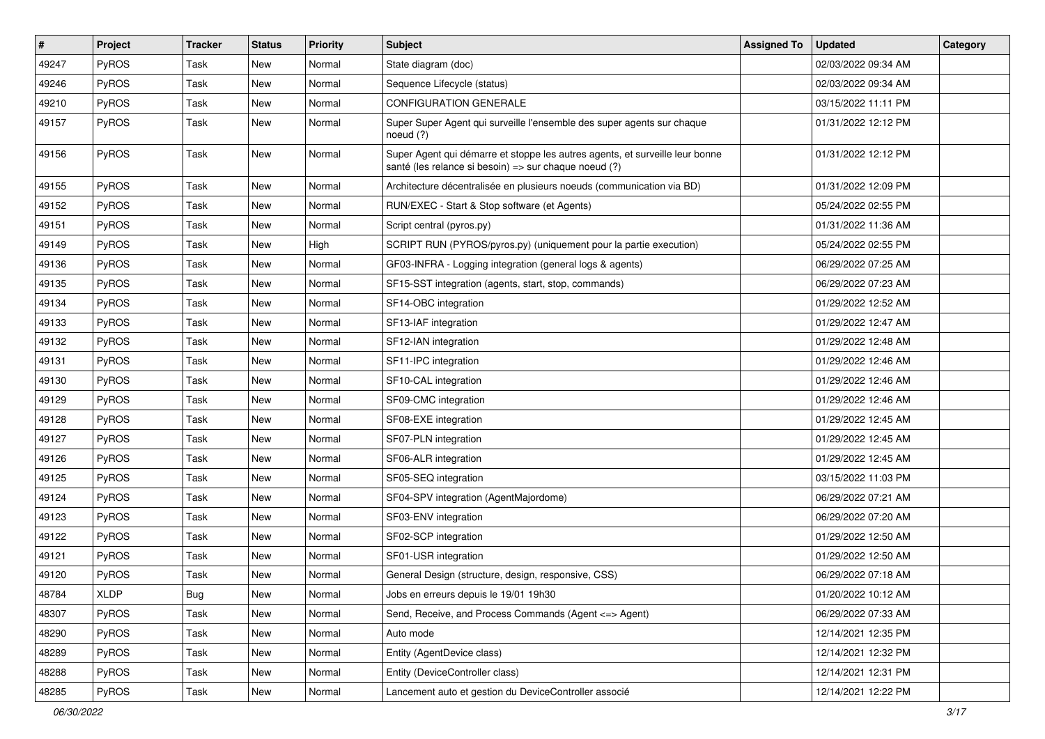| # | Project | Tracker | Status | Priority | Subject | Assigned To | Updated | Category |
|---|---|---|---|---|---|---|---|---|
| 49247 | PyROS | Task | New | Normal | State diagram (doc) | | 02/03/2022 09:34 AM | |
| 49246 | PyROS | Task | New | Normal | Sequence Lifecycle (status) | | 02/03/2022 09:34 AM | |
| 49210 | PyROS | Task | New | Normal | CONFIGURATION GENERALE | | 03/15/2022 11:11 PM | |
| 49157 | PyROS | Task | New | Normal | Super Super Agent qui surveille l'ensemble des super agents sur chaque noeud (?) | | 01/31/2022 12:12 PM | |
| 49156 | PyROS | Task | New | Normal | Super Agent qui démarre et stoppe les autres agents, et surveille leur bonne santé (les relance si besoin) => sur chaque noeud (?) | | 01/31/2022 12:12 PM | |
| 49155 | PyROS | Task | New | Normal | Architecture décentralisée en plusieurs noeuds (communication via BD) | | 01/31/2022 12:09 PM | |
| 49152 | PyROS | Task | New | Normal | RUN/EXEC - Start & Stop software (et Agents) | | 05/24/2022 02:55 PM | |
| 49151 | PyROS | Task | New | Normal | Script central (pyros.py) | | 01/31/2022 11:36 AM | |
| 49149 | PyROS | Task | New | High | SCRIPT RUN (PYROS/pyros.py) (uniquement pour la partie execution) | | 05/24/2022 02:55 PM | |
| 49136 | PyROS | Task | New | Normal | GF03-INFRA - Logging integration (general logs & agents) | | 06/29/2022 07:25 AM | |
| 49135 | PyROS | Task | New | Normal | SF15-SST integration (agents, start, stop, commands) | | 06/29/2022 07:23 AM | |
| 49134 | PyROS | Task | New | Normal | SF14-OBC integration | | 01/29/2022 12:52 AM | |
| 49133 | PyROS | Task | New | Normal | SF13-IAF integration | | 01/29/2022 12:47 AM | |
| 49132 | PyROS | Task | New | Normal | SF12-IAN integration | | 01/29/2022 12:48 AM | |
| 49131 | PyROS | Task | New | Normal | SF11-IPC integration | | 01/29/2022 12:46 AM | |
| 49130 | PyROS | Task | New | Normal | SF10-CAL integration | | 01/29/2022 12:46 AM | |
| 49129 | PyROS | Task | New | Normal | SF09-CMC integration | | 01/29/2022 12:46 AM | |
| 49128 | PyROS | Task | New | Normal | SF08-EXE integration | | 01/29/2022 12:45 AM | |
| 49127 | PyROS | Task | New | Normal | SF07-PLN integration | | 01/29/2022 12:45 AM | |
| 49126 | PyROS | Task | New | Normal | SF06-ALR integration | | 01/29/2022 12:45 AM | |
| 49125 | PyROS | Task | New | Normal | SF05-SEQ integration | | 03/15/2022 11:03 PM | |
| 49124 | PyROS | Task | New | Normal | SF04-SPV integration (AgentMajordome) | | 06/29/2022 07:21 AM | |
| 49123 | PyROS | Task | New | Normal | SF03-ENV integration | | 06/29/2022 07:20 AM | |
| 49122 | PyROS | Task | New | Normal | SF02-SCP integration | | 01/29/2022 12:50 AM | |
| 49121 | PyROS | Task | New | Normal | SF01-USR integration | | 01/29/2022 12:50 AM | |
| 49120 | PyROS | Task | New | Normal | General Design (structure, design, responsive, CSS) | | 06/29/2022 07:18 AM | |
| 48784 | XLDP | Bug | New | Normal | Jobs en erreurs depuis le 19/01 19h30 | | 01/20/2022 10:12 AM | |
| 48307 | PyROS | Task | New | Normal | Send, Receive, and Process Commands (Agent <=> Agent) | | 06/29/2022 07:33 AM | |
| 48290 | PyROS | Task | New | Normal | Auto mode | | 12/14/2021 12:35 PM | |
| 48289 | PyROS | Task | New | Normal | Entity (AgentDevice class) | | 12/14/2021 12:32 PM | |
| 48288 | PyROS | Task | New | Normal | Entity (DeviceController class) | | 12/14/2021 12:31 PM | |
| 48285 | PyROS | Task | New | Normal | Lancement auto et gestion du DeviceController associé | | 12/14/2021 12:22 PM | |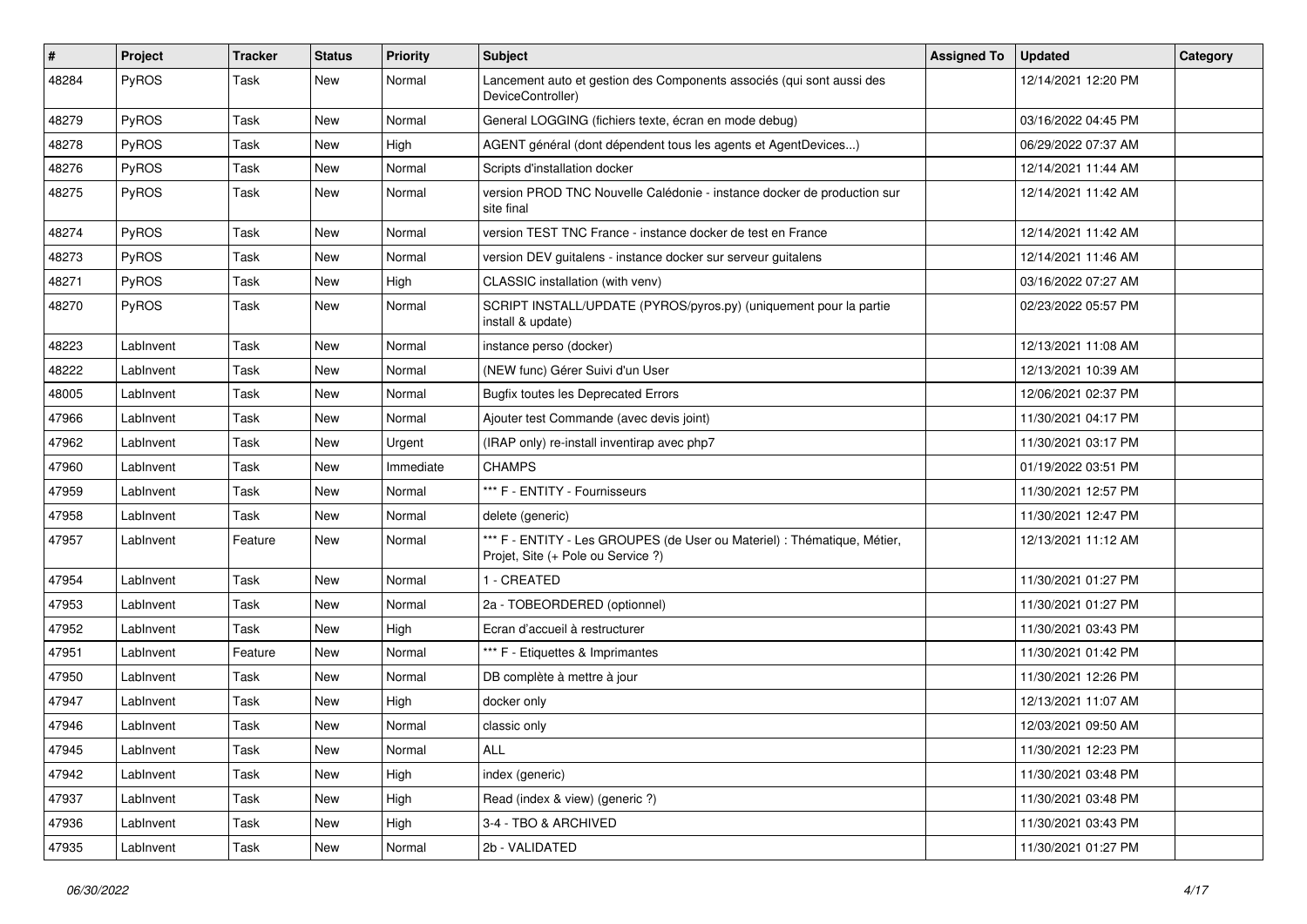| # | Project | Tracker | Status | Priority | Subject | Assigned To | Updated | Category |
|---|---|---|---|---|---|---|---|---|
| 48284 | PyROS | Task | New | Normal | Lancement auto et gestion des Components associés (qui sont aussi des DeviceController) | | 12/14/2021 12:20 PM | |
| 48279 | PyROS | Task | New | Normal | General LOGGING (fichiers texte, écran en mode debug) | | 03/16/2022 04:45 PM | |
| 48278 | PyROS | Task | New | High | AGENT général (dont dépendent tous les agents et AgentDevices...) | | 06/29/2022 07:37 AM | |
| 48276 | PyROS | Task | New | Normal | Scripts d'installation docker | | 12/14/2021 11:44 AM | |
| 48275 | PyROS | Task | New | Normal | version PROD TNC Nouvelle Calédonie - instance docker de production sur site final | | 12/14/2021 11:42 AM | |
| 48274 | PyROS | Task | New | Normal | version TEST TNC France - instance docker de test en France | | 12/14/2021 11:42 AM | |
| 48273 | PyROS | Task | New | Normal | version DEV guitalens - instance docker sur serveur guitalens | | 12/14/2021 11:46 AM | |
| 48271 | PyROS | Task | New | High | CLASSIC installation (with venv) | | 03/16/2022 07:27 AM | |
| 48270 | PyROS | Task | New | Normal | SCRIPT INSTALL/UPDATE (PYROS/pyros.py) (uniquement pour la partie install & update) | | 02/23/2022 05:57 PM | |
| 48223 | LabInvent | Task | New | Normal | instance perso (docker) | | 12/13/2021 11:08 AM | |
| 48222 | LabInvent | Task | New | Normal | (NEW func) Gérer Suivi d'un User | | 12/13/2021 10:39 AM | |
| 48005 | LabInvent | Task | New | Normal | Bugfix toutes les Deprecated Errors | | 12/06/2021 02:37 PM | |
| 47966 | LabInvent | Task | New | Normal | Ajouter test Commande (avec devis joint) | | 11/30/2021 04:17 PM | |
| 47962 | LabInvent | Task | New | Urgent | (IRAP only) re-install inventirap avec php7 | | 11/30/2021 03:17 PM | |
| 47960 | LabInvent | Task | New | Immediate | CHAMPS | | 01/19/2022 03:51 PM | |
| 47959 | LabInvent | Task | New | Normal | *** F - ENTITY - Fournisseurs | | 11/30/2021 12:57 PM | |
| 47958 | LabInvent | Task | New | Normal | delete (generic) | | 11/30/2021 12:47 PM | |
| 47957 | LabInvent | Feature | New | Normal | *** F - ENTITY - Les GROUPES (de User ou Materiel) : Thématique, Métier, Projet, Site (+ Pole ou Service ?) | | 12/13/2021 11:12 AM | |
| 47954 | LabInvent | Task | New | Normal | 1 - CREATED | | 11/30/2021 01:27 PM | |
| 47953 | LabInvent | Task | New | Normal | 2a - TOBEORDERED (optionnel) | | 11/30/2021 01:27 PM | |
| 47952 | LabInvent | Task | New | High | Ecran d'accueil à restructurer | | 11/30/2021 03:43 PM | |
| 47951 | LabInvent | Feature | New | Normal | *** F - Etiquettes & Imprimantes | | 11/30/2021 01:42 PM | |
| 47950 | LabInvent | Task | New | Normal | DB complète à mettre à jour | | 11/30/2021 12:26 PM | |
| 47947 | LabInvent | Task | New | High | docker only | | 12/13/2021 11:07 AM | |
| 47946 | LabInvent | Task | New | Normal | classic only | | 12/03/2021 09:50 AM | |
| 47945 | LabInvent | Task | New | Normal | ALL | | 11/30/2021 12:23 PM | |
| 47942 | LabInvent | Task | New | High | index (generic) | | 11/30/2021 03:48 PM | |
| 47937 | LabInvent | Task | New | High | Read (index & view) (generic ?) | | 11/30/2021 03:48 PM | |
| 47936 | LabInvent | Task | New | High | 3-4 - TBO & ARCHIVED | | 11/30/2021 03:43 PM | |
| 47935 | LabInvent | Task | New | Normal | 2b - VALIDATED | | 11/30/2021 01:27 PM | |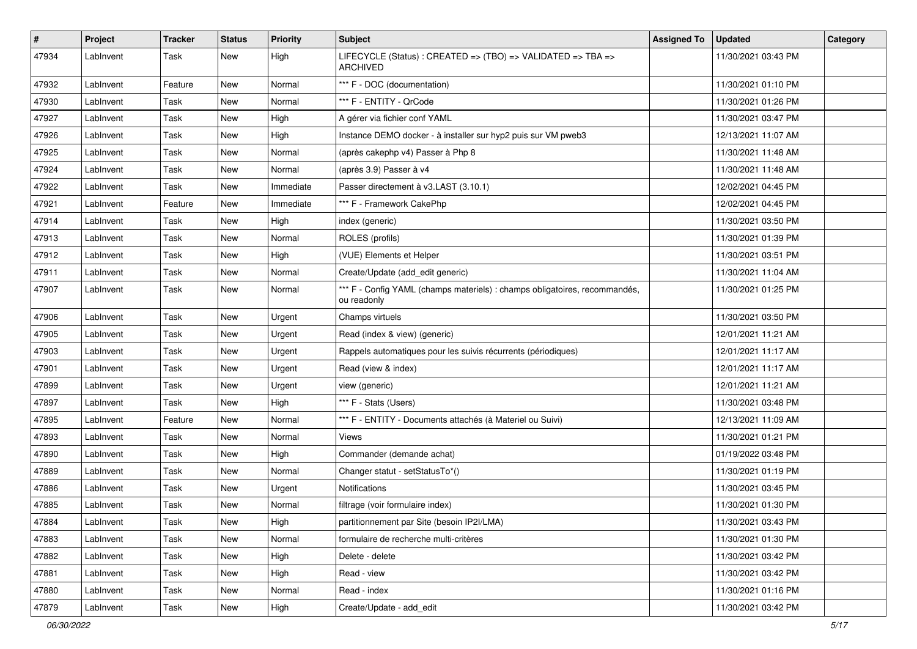| # | Project | Tracker | Status | Priority | Subject | Assigned To | Updated | Category |
|---|---|---|---|---|---|---|---|---|
| 47934 | LabInvent | Task | New | High | LIFECYCLE (Status) : CREATED => (TBO) => VALIDATED => TBA => ARCHIVED | | 11/30/2021 03:43 PM | |
| 47932 | LabInvent | Feature | New | Normal | *** F - DOC (documentation) | | 11/30/2021 01:10 PM | |
| 47930 | LabInvent | Task | New | Normal | *** F - ENTITY - QrCode | | 11/30/2021 01:26 PM | |
| 47927 | LabInvent | Task | New | High | A gérer via fichier conf YAML | | 11/30/2021 03:47 PM | |
| 47926 | LabInvent | Task | New | High | Instance DEMO docker - à installer sur hyp2 puis sur VM pweb3 | | 12/13/2021 11:07 AM | |
| 47925 | LabInvent | Task | New | Normal | (après cakephp v4) Passer à Php 8 | | 11/30/2021 11:48 AM | |
| 47924 | LabInvent | Task | New | Normal | (après 3.9) Passer à v4 | | 11/30/2021 11:48 AM | |
| 47922 | LabInvent | Task | New | Immediate | Passer directement à v3.LAST (3.10.1) | | 12/02/2021 04:45 PM | |
| 47921 | LabInvent | Feature | New | Immediate | *** F - Framework CakePhp | | 12/02/2021 04:45 PM | |
| 47914 | LabInvent | Task | New | High | index (generic) | | 11/30/2021 03:50 PM | |
| 47913 | LabInvent | Task | New | Normal | ROLES (profils) | | 11/30/2021 01:39 PM | |
| 47912 | LabInvent | Task | New | High | (VUE) Elements et Helper | | 11/30/2021 03:51 PM | |
| 47911 | LabInvent | Task | New | Normal | Create/Update (add_edit generic) | | 11/30/2021 11:04 AM | |
| 47907 | LabInvent | Task | New | Normal | *** F - Config YAML (champs materiels) : champs obligatoires, recommandés, ou readonly | | 11/30/2021 01:25 PM | |
| 47906 | LabInvent | Task | New | Urgent | Champs virtuels | | 11/30/2021 03:50 PM | |
| 47905 | LabInvent | Task | New | Urgent | Read (index & view) (generic) | | 12/01/2021 11:21 AM | |
| 47903 | LabInvent | Task | New | Urgent | Rappels automatiques pour les suivis récurrents (périodiques) | | 12/01/2021 11:17 AM | |
| 47901 | LabInvent | Task | New | Urgent | Read (view & index) | | 12/01/2021 11:17 AM | |
| 47899 | LabInvent | Task | New | Urgent | view (generic) | | 12/01/2021 11:21 AM | |
| 47897 | LabInvent | Task | New | High | *** F - Stats (Users) | | 11/30/2021 03:48 PM | |
| 47895 | LabInvent | Feature | New | Normal | *** F - ENTITY - Documents attachés (à Materiel ou Suivi) | | 12/13/2021 11:09 AM | |
| 47893 | LabInvent | Task | New | Normal | Views | | 11/30/2021 01:21 PM | |
| 47890 | LabInvent | Task | New | High | Commander (demande achat) | | 01/19/2022 03:48 PM | |
| 47889 | LabInvent | Task | New | Normal | Changer statut - setStatusTo*() | | 11/30/2021 01:19 PM | |
| 47886 | LabInvent | Task | New | Urgent | Notifications | | 11/30/2021 03:45 PM | |
| 47885 | LabInvent | Task | New | Normal | filtrage (voir formulaire index) | | 11/30/2021 01:30 PM | |
| 47884 | LabInvent | Task | New | High | partitionnement par Site (besoin IP2I/LMA) | | 11/30/2021 03:43 PM | |
| 47883 | LabInvent | Task | New | Normal | formulaire de recherche multi-critères | | 11/30/2021 01:30 PM | |
| 47882 | LabInvent | Task | New | High | Delete - delete | | 11/30/2021 03:42 PM | |
| 47881 | LabInvent | Task | New | High | Read - view | | 11/30/2021 03:42 PM | |
| 47880 | LabInvent | Task | New | Normal | Read - index | | 11/30/2021 01:16 PM | |
| 47879 | LabInvent | Task | New | High | Create/Update - add_edit | | 11/30/2021 03:42 PM | |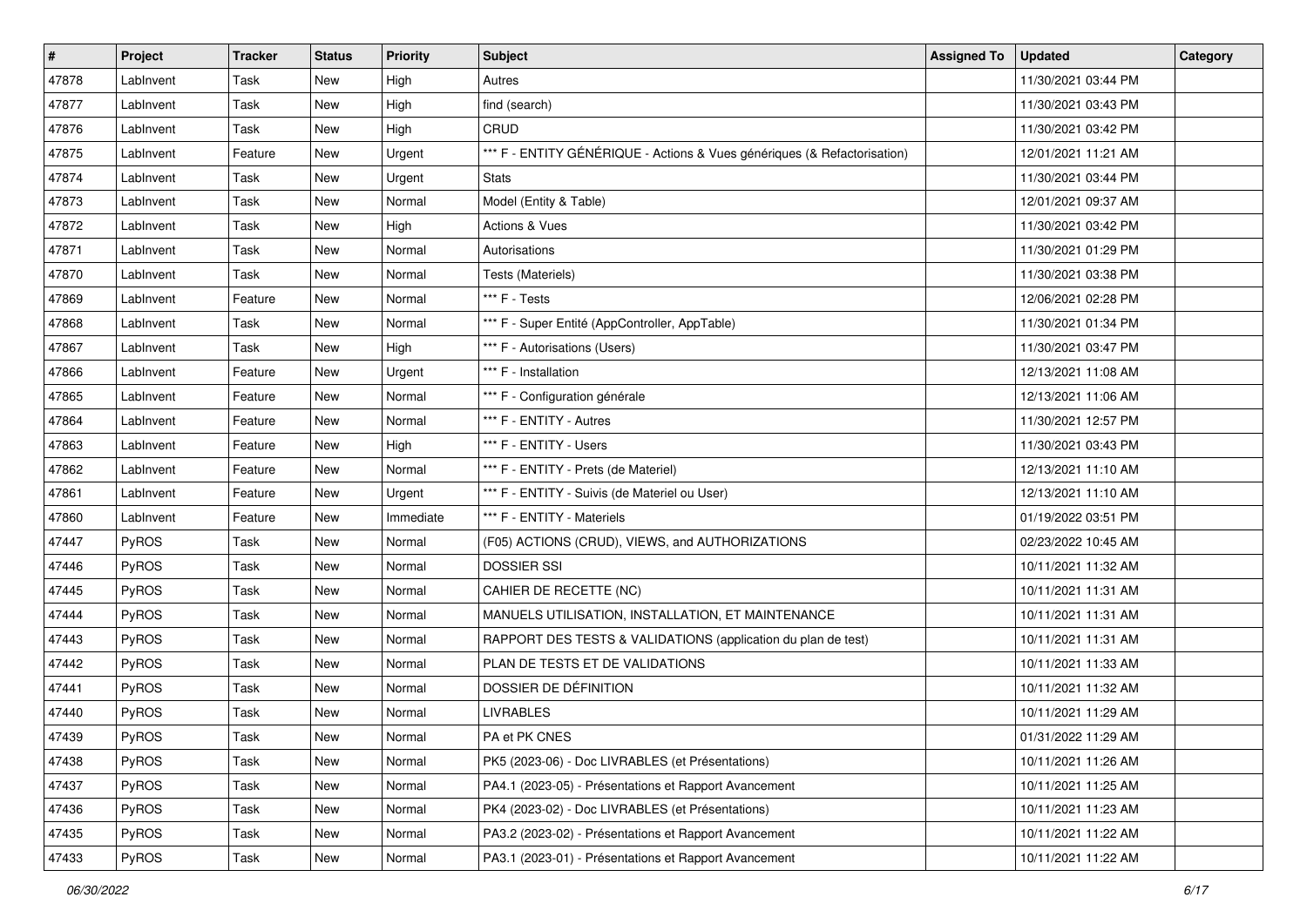| # | Project | Tracker | Status | Priority | Subject | Assigned To | Updated | Category |
|---|---|---|---|---|---|---|---|---|
| 47878 | LabInvent | Task | New | High | Autres | | 11/30/2021 03:44 PM | |
| 47877 | LabInvent | Task | New | High | find (search) | | 11/30/2021 03:43 PM | |
| 47876 | LabInvent | Task | New | High | CRUD | | 11/30/2021 03:42 PM | |
| 47875 | LabInvent | Feature | New | Urgent | *** F - ENTITY GÉNÉRIQUE - Actions & Vues génériques (& Refactorisation) | | 12/01/2021 11:21 AM | |
| 47874 | LabInvent | Task | New | Urgent | Stats | | 11/30/2021 03:44 PM | |
| 47873 | LabInvent | Task | New | Normal | Model (Entity & Table) | | 12/01/2021 09:37 AM | |
| 47872 | LabInvent | Task | New | High | Actions & Vues | | 11/30/2021 03:42 PM | |
| 47871 | LabInvent | Task | New | Normal | Autorisations | | 11/30/2021 01:29 PM | |
| 47870 | LabInvent | Task | New | Normal | Tests (Materiels) | | 11/30/2021 03:38 PM | |
| 47869 | LabInvent | Feature | New | Normal | *** F - Tests | | 12/06/2021 02:28 PM | |
| 47868 | LabInvent | Task | New | Normal | *** F - Super Entité (AppController, AppTable) | | 11/30/2021 01:34 PM | |
| 47867 | LabInvent | Task | New | High | *** F - Autorisations (Users) | | 11/30/2021 03:47 PM | |
| 47866 | LabInvent | Feature | New | Urgent | *** F - Installation | | 12/13/2021 11:08 AM | |
| 47865 | LabInvent | Feature | New | Normal | *** F - Configuration générale | | 12/13/2021 11:06 AM | |
| 47864 | LabInvent | Feature | New | Normal | *** F - ENTITY - Autres | | 11/30/2021 12:57 PM | |
| 47863 | LabInvent | Feature | New | High | *** F - ENTITY - Users | | 11/30/2021 03:43 PM | |
| 47862 | LabInvent | Feature | New | Normal | *** F - ENTITY - Prets (de Materiel) | | 12/13/2021 11:10 AM | |
| 47861 | LabInvent | Feature | New | Urgent | *** F - ENTITY - Suivis (de Materiel ou User) | | 12/13/2021 11:10 AM | |
| 47860 | LabInvent | Feature | New | Immediate | *** F - ENTITY - Materiels | | 01/19/2022 03:51 PM | |
| 47447 | PyROS | Task | New | Normal | (F05) ACTIONS (CRUD), VIEWS, and AUTHORIZATIONS | | 02/23/2022 10:45 AM | |
| 47446 | PyROS | Task | New | Normal | DOSSIER SSI | | 10/11/2021 11:32 AM | |
| 47445 | PyROS | Task | New | Normal | CAHIER DE RECETTE (NC) | | 10/11/2021 11:31 AM | |
| 47444 | PyROS | Task | New | Normal | MANUELS UTILISATION, INSTALLATION, ET MAINTENANCE | | 10/11/2021 11:31 AM | |
| 47443 | PyROS | Task | New | Normal | RAPPORT DES TESTS & VALIDATIONS (application du plan de test) | | 10/11/2021 11:31 AM | |
| 47442 | PyROS | Task | New | Normal | PLAN DE TESTS ET DE VALIDATIONS | | 10/11/2021 11:33 AM | |
| 47441 | PyROS | Task | New | Normal | DOSSIER DE DÉFINITION | | 10/11/2021 11:32 AM | |
| 47440 | PyROS | Task | New | Normal | LIVRABLES | | 10/11/2021 11:29 AM | |
| 47439 | PyROS | Task | New | Normal | PA et PK CNES | | 01/31/2022 11:29 AM | |
| 47438 | PyROS | Task | New | Normal | PK5 (2023-06) - Doc LIVRABLES (et Présentations) | | 10/11/2021 11:26 AM | |
| 47437 | PyROS | Task | New | Normal | PA4.1 (2023-05) - Présentations et Rapport Avancement | | 10/11/2021 11:25 AM | |
| 47436 | PyROS | Task | New | Normal | PK4 (2023-02) - Doc LIVRABLES (et Présentations) | | 10/11/2021 11:23 AM | |
| 47435 | PyROS | Task | New | Normal | PA3.2 (2023-02) - Présentations et Rapport Avancement | | 10/11/2021 11:22 AM | |
| 47433 | PyROS | Task | New | Normal | PA3.1 (2023-01) - Présentations et Rapport Avancement | | 10/11/2021 11:22 AM | |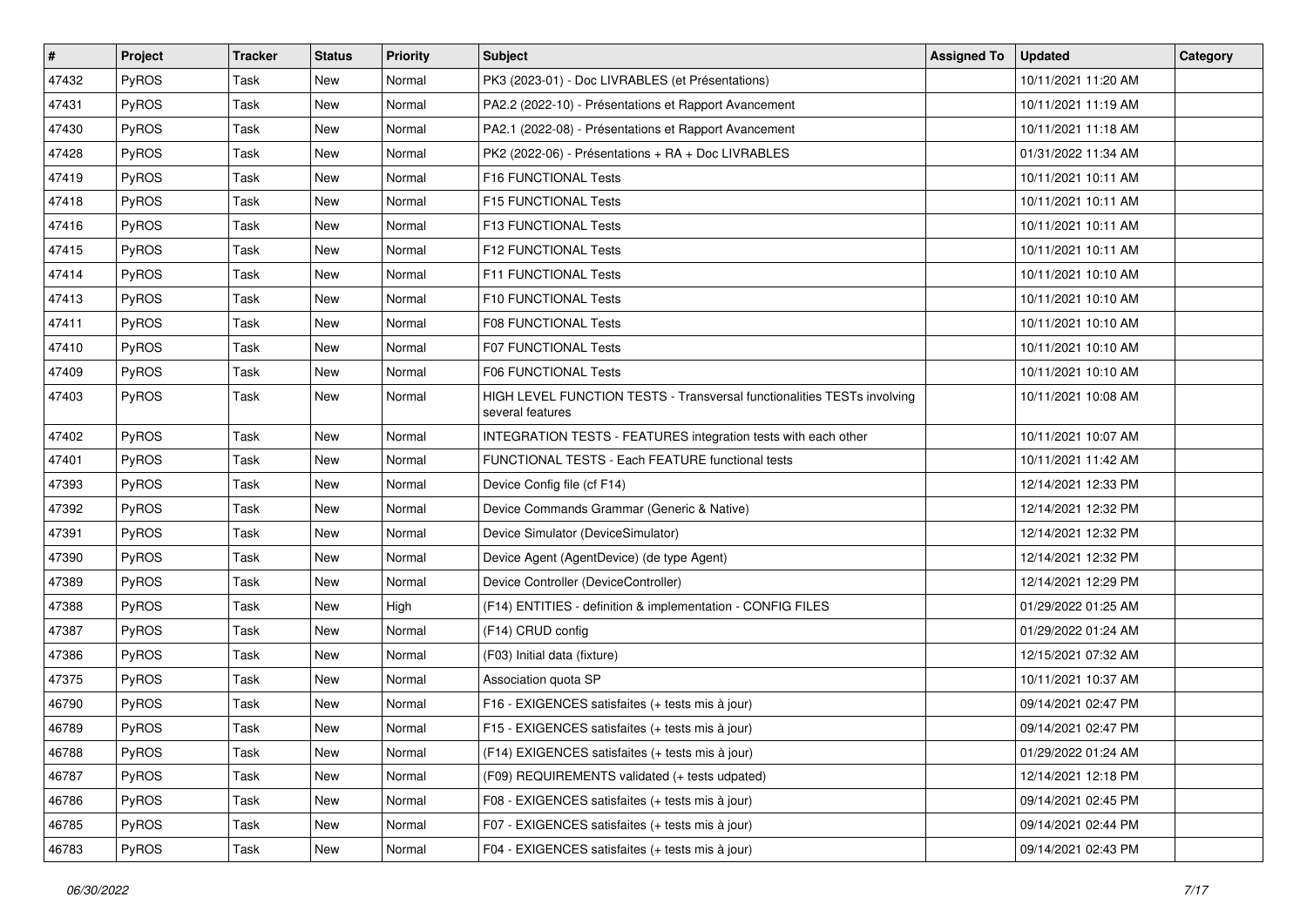| # | Project | Tracker | Status | Priority | Subject | Assigned To | Updated | Category |
|---|---|---|---|---|---|---|---|---|
| 47432 | PyROS | Task | New | Normal | PK3 (2023-01) - Doc LIVRABLES (et Présentations) | | 10/11/2021 11:20 AM | |
| 47431 | PyROS | Task | New | Normal | PA2.2 (2022-10) - Présentations et Rapport Avancement | | 10/11/2021 11:19 AM | |
| 47430 | PyROS | Task | New | Normal | PA2.1 (2022-08) - Présentations et Rapport Avancement | | 10/11/2021 11:18 AM | |
| 47428 | PyROS | Task | New | Normal | PK2 (2022-06) - Présentations + RA + Doc LIVRABLES | | 01/31/2022 11:34 AM | |
| 47419 | PyROS | Task | New | Normal | F16 FUNCTIONAL Tests | | 10/11/2021 10:11 AM | |
| 47418 | PyROS | Task | New | Normal | F15 FUNCTIONAL Tests | | 10/11/2021 10:11 AM | |
| 47416 | PyROS | Task | New | Normal | F13 FUNCTIONAL Tests | | 10/11/2021 10:11 AM | |
| 47415 | PyROS | Task | New | Normal | F12 FUNCTIONAL Tests | | 10/11/2021 10:11 AM | |
| 47414 | PyROS | Task | New | Normal | F11 FUNCTIONAL Tests | | 10/11/2021 10:10 AM | |
| 47413 | PyROS | Task | New | Normal | F10 FUNCTIONAL Tests | | 10/11/2021 10:10 AM | |
| 47411 | PyROS | Task | New | Normal | F08 FUNCTIONAL Tests | | 10/11/2021 10:10 AM | |
| 47410 | PyROS | Task | New | Normal | F07 FUNCTIONAL Tests | | 10/11/2021 10:10 AM | |
| 47409 | PyROS | Task | New | Normal | F06 FUNCTIONAL Tests | | 10/11/2021 10:10 AM | |
| 47403 | PyROS | Task | New | Normal | HIGH LEVEL FUNCTION TESTS - Transversal functionalities TESTs involving several features | | 10/11/2021 10:08 AM | |
| 47402 | PyROS | Task | New | Normal | INTEGRATION TESTS - FEATURES integration tests with each other | | 10/11/2021 10:07 AM | |
| 47401 | PyROS | Task | New | Normal | FUNCTIONAL TESTS - Each FEATURE functional tests | | 10/11/2021 11:42 AM | |
| 47393 | PyROS | Task | New | Normal | Device Config file (cf F14) | | 12/14/2021 12:33 PM | |
| 47392 | PyROS | Task | New | Normal | Device Commands Grammar (Generic & Native) | | 12/14/2021 12:32 PM | |
| 47391 | PyROS | Task | New | Normal | Device Simulator (DeviceSimulator) | | 12/14/2021 12:32 PM | |
| 47390 | PyROS | Task | New | Normal | Device Agent (AgentDevice) (de type Agent) | | 12/14/2021 12:32 PM | |
| 47389 | PyROS | Task | New | Normal | Device Controller (DeviceController) | | 12/14/2021 12:29 PM | |
| 47388 | PyROS | Task | New | High | (F14) ENTITIES - definition & implementation - CONFIG FILES | | 01/29/2022 01:25 AM | |
| 47387 | PyROS | Task | New | Normal | (F14) CRUD config | | 01/29/2022 01:24 AM | |
| 47386 | PyROS | Task | New | Normal | (F03) Initial data (fixture) | | 12/15/2021 07:32 AM | |
| 47375 | PyROS | Task | New | Normal | Association quota SP | | 10/11/2021 10:37 AM | |
| 46790 | PyROS | Task | New | Normal | F16 - EXIGENCES satisfaites (+ tests mis à jour) | | 09/14/2021 02:47 PM | |
| 46789 | PyROS | Task | New | Normal | F15 - EXIGENCES satisfaites (+ tests mis à jour) | | 09/14/2021 02:47 PM | |
| 46788 | PyROS | Task | New | Normal | (F14) EXIGENCES satisfaites (+ tests mis à jour) | | 01/29/2022 01:24 AM | |
| 46787 | PyROS | Task | New | Normal | (F09) REQUIREMENTS validated (+ tests udpated) | | 12/14/2021 12:18 PM | |
| 46786 | PyROS | Task | New | Normal | F08 - EXIGENCES satisfaites (+ tests mis à jour) | | 09/14/2021 02:45 PM | |
| 46785 | PyROS | Task | New | Normal | F07 - EXIGENCES satisfaites (+ tests mis à jour) | | 09/14/2021 02:44 PM | |
| 46783 | PyROS | Task | New | Normal | F04 - EXIGENCES satisfaites (+ tests mis à jour) | | 09/14/2021 02:43 PM | |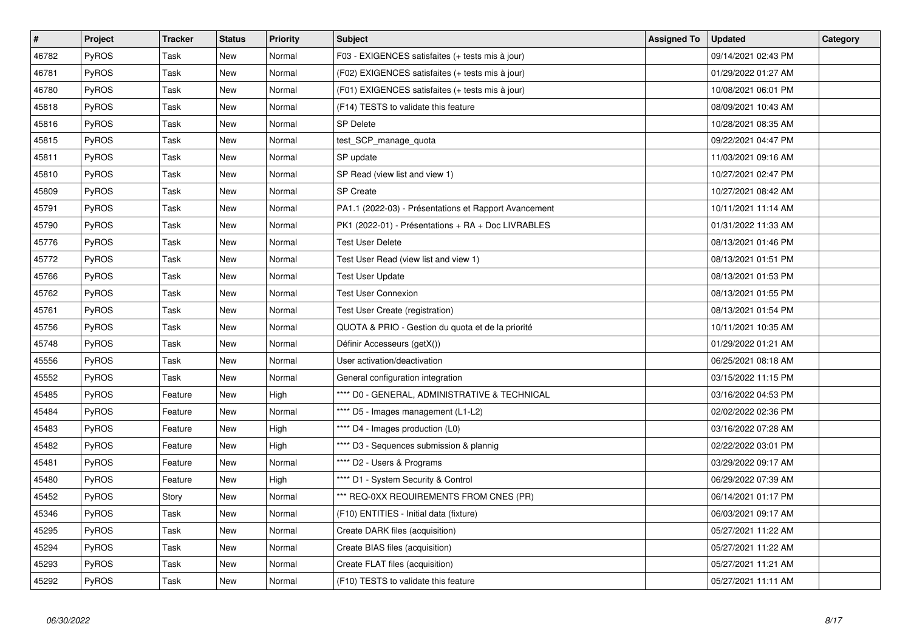| # | Project | Tracker | Status | Priority | Subject | Assigned To | Updated | Category |
|---|---|---|---|---|---|---|---|---|
| 46782 | PyROS | Task | New | Normal | F03 - EXIGENCES satisfaites (+ tests mis à jour) | | 09/14/2021 02:43 PM | |
| 46781 | PyROS | Task | New | Normal | (F02) EXIGENCES satisfaites (+ tests mis à jour) | | 01/29/2022 01:27 AM | |
| 46780 | PyROS | Task | New | Normal | (F01) EXIGENCES satisfaites (+ tests mis à jour) | | 10/08/2021 06:01 PM | |
| 45818 | PyROS | Task | New | Normal | (F14) TESTS to validate this feature | | 08/09/2021 10:43 AM | |
| 45816 | PyROS | Task | New | Normal | SP Delete | | 10/28/2021 08:35 AM | |
| 45815 | PyROS | Task | New | Normal | test_SCP_manage_quota | | 09/22/2021 04:47 PM | |
| 45811 | PyROS | Task | New | Normal | SP update | | 11/03/2021 09:16 AM | |
| 45810 | PyROS | Task | New | Normal | SP Read (view list and view 1) | | 10/27/2021 02:47 PM | |
| 45809 | PyROS | Task | New | Normal | SP Create | | 10/27/2021 08:42 AM | |
| 45791 | PyROS | Task | New | Normal | PA1.1 (2022-03) - Présentations et Rapport Avancement | | 10/11/2021 11:14 AM | |
| 45790 | PyROS | Task | New | Normal | PK1 (2022-01) - Présentations + RA + Doc LIVRABLES | | 01/31/2022 11:33 AM | |
| 45776 | PyROS | Task | New | Normal | Test User Delete | | 08/13/2021 01:46 PM | |
| 45772 | PyROS | Task | New | Normal | Test User Read (view list and view 1) | | 08/13/2021 01:51 PM | |
| 45766 | PyROS | Task | New | Normal | Test User Update | | 08/13/2021 01:53 PM | |
| 45762 | PyROS | Task | New | Normal | Test User Connexion | | 08/13/2021 01:55 PM | |
| 45761 | PyROS | Task | New | Normal | Test User Create (registration) | | 08/13/2021 01:54 PM | |
| 45756 | PyROS | Task | New | Normal | QUOTA & PRIO - Gestion du quota et de la priorité | | 10/11/2021 10:35 AM | |
| 45748 | PyROS | Task | New | Normal | Définir Accesseurs (getX()) | | 01/29/2022 01:21 AM | |
| 45556 | PyROS | Task | New | Normal | User activation/deactivation | | 06/25/2021 08:18 AM | |
| 45552 | PyROS | Task | New | Normal | General configuration integration | | 03/15/2022 11:15 PM | |
| 45485 | PyROS | Feature | New | High | **** D0 - GENERAL, ADMINISTRATIVE & TECHNICAL | | 03/16/2022 04:53 PM | |
| 45484 | PyROS | Feature | New | Normal | **** D5 - Images management (L1-L2) | | 02/02/2022 02:36 PM | |
| 45483 | PyROS | Feature | New | High | **** D4 - Images production (L0) | | 03/16/2022 07:28 AM | |
| 45482 | PyROS | Feature | New | High | **** D3 - Sequences submission & plannig | | 02/22/2022 03:01 PM | |
| 45481 | PyROS | Feature | New | Normal | **** D2 - Users & Programs | | 03/29/2022 09:17 AM | |
| 45480 | PyROS | Feature | New | High | **** D1 - System Security & Control | | 06/29/2022 07:39 AM | |
| 45452 | PyROS | Story | New | Normal | *** REQ-0XX REQUIREMENTS FROM CNES (PR) | | 06/14/2021 01:17 PM | |
| 45346 | PyROS | Task | New | Normal | (F10) ENTITIES - Initial data (fixture) | | 06/03/2021 09:17 AM | |
| 45295 | PyROS | Task | New | Normal | Create DARK files (acquisition) | | 05/27/2021 11:22 AM | |
| 45294 | PyROS | Task | New | Normal | Create BIAS files (acquisition) | | 05/27/2021 11:22 AM | |
| 45293 | PyROS | Task | New | Normal | Create FLAT files (acquisition) | | 05/27/2021 11:21 AM | |
| 45292 | PyROS | Task | New | Normal | (F10) TESTS to validate this feature | | 05/27/2021 11:11 AM | |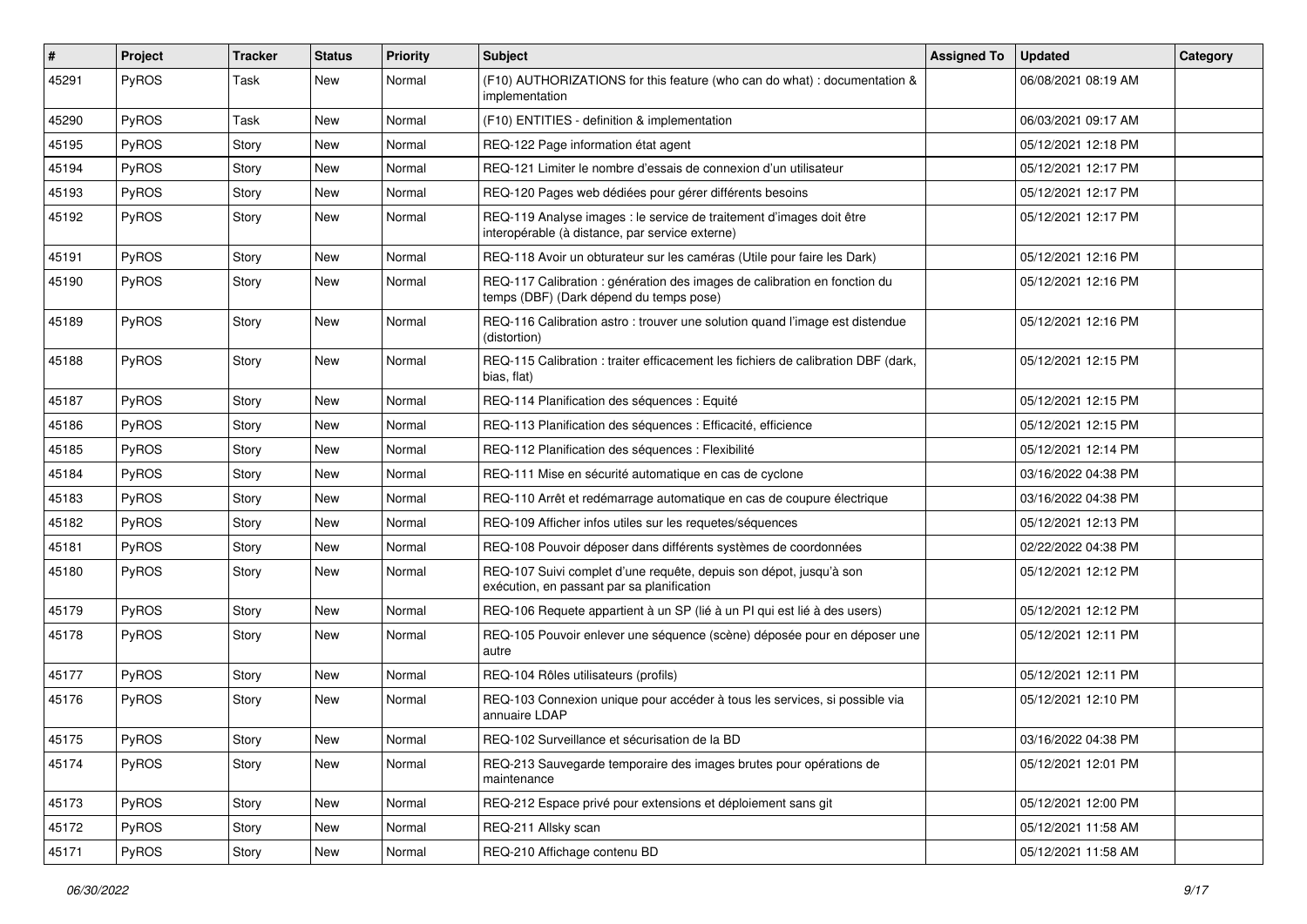| # | Project | Tracker | Status | Priority | Subject | Assigned To | Updated | Category |
| --- | --- | --- | --- | --- | --- | --- | --- | --- |
| 45291 | PyROS | Task | New | Normal | (F10) AUTHORIZATIONS for this feature (who can do what) : documentation & implementation | | 06/08/2021 08:19 AM | |
| 45290 | PyROS | Task | New | Normal | (F10) ENTITIES - definition & implementation | | 06/03/2021 09:17 AM | |
| 45195 | PyROS | Story | New | Normal | REQ-122 Page information état agent | | 05/12/2021 12:18 PM | |
| 45194 | PyROS | Story | New | Normal | REQ-121 Limiter le nombre d'essais de connexion d'un utilisateur | | 05/12/2021 12:17 PM | |
| 45193 | PyROS | Story | New | Normal | REQ-120 Pages web dédiées pour gérer différents besoins | | 05/12/2021 12:17 PM | |
| 45192 | PyROS | Story | New | Normal | REQ-119 Analyse images : le service de traitement d'images doit être interopérable (à distance, par service externe) | | 05/12/2021 12:17 PM | |
| 45191 | PyROS | Story | New | Normal | REQ-118 Avoir un obturateur sur les caméras (Utile pour faire les Dark) | | 05/12/2021 12:16 PM | |
| 45190 | PyROS | Story | New | Normal | REQ-117 Calibration : génération des images de calibration en fonction du temps (DBF) (Dark dépend du temps pose) | | 05/12/2021 12:16 PM | |
| 45189 | PyROS | Story | New | Normal | REQ-116 Calibration astro : trouver une solution quand l'image est distendue (distortion) | | 05/12/2021 12:16 PM | |
| 45188 | PyROS | Story | New | Normal | REQ-115 Calibration : traiter efficacement les fichiers de calibration DBF (dark, bias, flat) | | 05/12/2021 12:15 PM | |
| 45187 | PyROS | Story | New | Normal | REQ-114 Planification des séquences : Equité | | 05/12/2021 12:15 PM | |
| 45186 | PyROS | Story | New | Normal | REQ-113 Planification des séquences : Efficacité, efficience | | 05/12/2021 12:15 PM | |
| 45185 | PyROS | Story | New | Normal | REQ-112 Planification des séquences : Flexibilité | | 05/12/2021 12:14 PM | |
| 45184 | PyROS | Story | New | Normal | REQ-111 Mise en sécurité automatique en cas de cyclone | | 03/16/2022 04:38 PM | |
| 45183 | PyROS | Story | New | Normal | REQ-110 Arrêt et redémarrage automatique en cas de coupure électrique | | 03/16/2022 04:38 PM | |
| 45182 | PyROS | Story | New | Normal | REQ-109 Afficher infos utiles sur les requetes/séquences | | 05/12/2021 12:13 PM | |
| 45181 | PyROS | Story | New | Normal | REQ-108 Pouvoir déposer dans différents systèmes de coordonnées | | 02/22/2022 04:38 PM | |
| 45180 | PyROS | Story | New | Normal | REQ-107 Suivi complet d'une requête, depuis son dépot, jusqu'à son exécution, en passant par sa planification | | 05/12/2021 12:12 PM | |
| 45179 | PyROS | Story | New | Normal | REQ-106 Requete appartient à un SP (lié à un PI qui est lié à des users) | | 05/12/2021 12:12 PM | |
| 45178 | PyROS | Story | New | Normal | REQ-105 Pouvoir enlever une séquence (scène) déposée pour en déposer une autre | | 05/12/2021 12:11 PM | |
| 45177 | PyROS | Story | New | Normal | REQ-104 Rôles utilisateurs (profils) | | 05/12/2021 12:11 PM | |
| 45176 | PyROS | Story | New | Normal | REQ-103 Connexion unique pour accéder à tous les services, si possible via annuaire LDAP | | 05/12/2021 12:10 PM | |
| 45175 | PyROS | Story | New | Normal | REQ-102 Surveillance et sécurisation de la BD | | 03/16/2022 04:38 PM | |
| 45174 | PyROS | Story | New | Normal | REQ-213 Sauvegarde temporaire des images brutes pour opérations de maintenance | | 05/12/2021 12:01 PM | |
| 45173 | PyROS | Story | New | Normal | REQ-212 Espace privé pour extensions et déploiement sans git | | 05/12/2021 12:00 PM | |
| 45172 | PyROS | Story | New | Normal | REQ-211 Allsky scan | | 05/12/2021 11:58 AM | |
| 45171 | PyROS | Story | New | Normal | REQ-210 Affichage contenu BD | | 05/12/2021 11:58 AM | |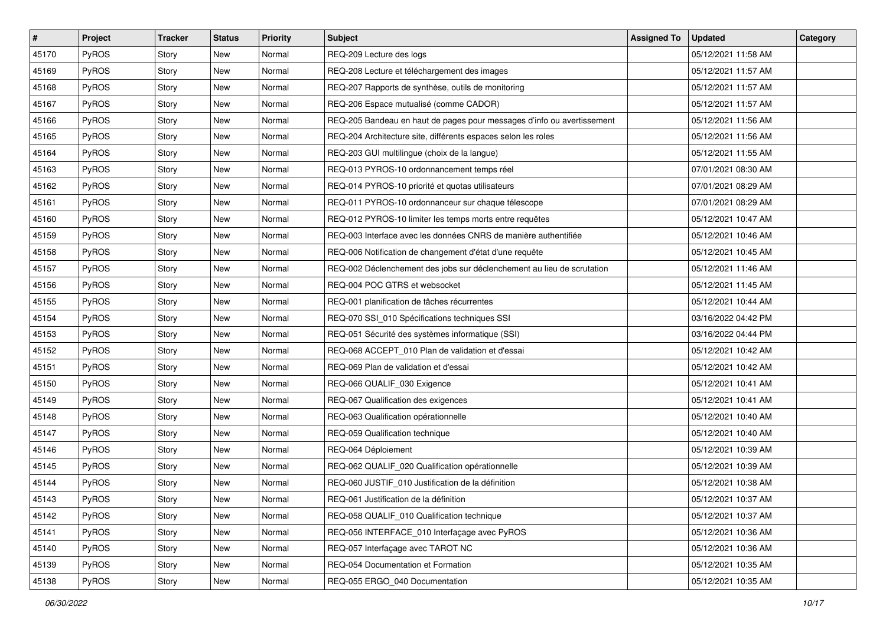| # | Project | Tracker | Status | Priority | Subject | Assigned To | Updated | Category |
|---|---|---|---|---|---|---|---|---|
| 45170 | PyROS | Story | New | Normal | REQ-209 Lecture des logs | | 05/12/2021 11:58 AM | |
| 45169 | PyROS | Story | New | Normal | REQ-208 Lecture et téléchargement des images | | 05/12/2021 11:57 AM | |
| 45168 | PyROS | Story | New | Normal | REQ-207 Rapports de synthèse, outils de monitoring | | 05/12/2021 11:57 AM | |
| 45167 | PyROS | Story | New | Normal | REQ-206 Espace mutualisé (comme CADOR) | | 05/12/2021 11:57 AM | |
| 45166 | PyROS | Story | New | Normal | REQ-205 Bandeau en haut de pages pour messages d'info ou avertissement | | 05/12/2021 11:56 AM | |
| 45165 | PyROS | Story | New | Normal | REQ-204 Architecture site, différents espaces selon les roles | | 05/12/2021 11:56 AM | |
| 45164 | PyROS | Story | New | Normal | REQ-203 GUI multilingue (choix de la langue) | | 05/12/2021 11:55 AM | |
| 45163 | PyROS | Story | New | Normal | REQ-013 PYROS-10 ordonnancement temps réel | | 07/01/2021 08:30 AM | |
| 45162 | PyROS | Story | New | Normal | REQ-014 PYROS-10 priorité et quotas utilisateurs | | 07/01/2021 08:29 AM | |
| 45161 | PyROS | Story | New | Normal | REQ-011 PYROS-10 ordonnanceur sur chaque télescope | | 07/01/2021 08:29 AM | |
| 45160 | PyROS | Story | New | Normal | REQ-012 PYROS-10 limiter les temps morts entre requêtes | | 05/12/2021 10:47 AM | |
| 45159 | PyROS | Story | New | Normal | REQ-003 Interface avec les données CNRS de manière authentifiée | | 05/12/2021 10:46 AM | |
| 45158 | PyROS | Story | New | Normal | REQ-006 Notification de changement d'état d'une requête | | 05/12/2021 10:45 AM | |
| 45157 | PyROS | Story | New | Normal | REQ-002 Déclenchement des jobs sur déclenchement au lieu de scrutation | | 05/12/2021 11:46 AM | |
| 45156 | PyROS | Story | New | Normal | REQ-004 POC GTRS et websocket | | 05/12/2021 11:45 AM | |
| 45155 | PyROS | Story | New | Normal | REQ-001 planification de tâches récurrentes | | 05/12/2021 10:44 AM | |
| 45154 | PyROS | Story | New | Normal | REQ-070 SSI_010 Spécifications techniques SSI | | 03/16/2022 04:42 PM | |
| 45153 | PyROS | Story | New | Normal | REQ-051 Sécurité des systèmes informatique (SSI) | | 03/16/2022 04:44 PM | |
| 45152 | PyROS | Story | New | Normal | REQ-068 ACCEPT_010 Plan de validation et d'essai | | 05/12/2021 10:42 AM | |
| 45151 | PyROS | Story | New | Normal | REQ-069 Plan de validation et d'essai | | 05/12/2021 10:42 AM | |
| 45150 | PyROS | Story | New | Normal | REQ-066 QUALIF_030 Exigence | | 05/12/2021 10:41 AM | |
| 45149 | PyROS | Story | New | Normal | REQ-067 Qualification des exigences | | 05/12/2021 10:41 AM | |
| 45148 | PyROS | Story | New | Normal | REQ-063 Qualification opérationnelle | | 05/12/2021 10:40 AM | |
| 45147 | PyROS | Story | New | Normal | REQ-059 Qualification technique | | 05/12/2021 10:40 AM | |
| 45146 | PyROS | Story | New | Normal | REQ-064 Déploiement | | 05/12/2021 10:39 AM | |
| 45145 | PyROS | Story | New | Normal | REQ-062 QUALIF_020 Qualification opérationnelle | | 05/12/2021 10:39 AM | |
| 45144 | PyROS | Story | New | Normal | REQ-060 JUSTIF_010 Justification de la définition | | 05/12/2021 10:38 AM | |
| 45143 | PyROS | Story | New | Normal | REQ-061 Justification de la définition | | 05/12/2021 10:37 AM | |
| 45142 | PyROS | Story | New | Normal | REQ-058 QUALIF_010 Qualification technique | | 05/12/2021 10:37 AM | |
| 45141 | PyROS | Story | New | Normal | REQ-056 INTERFACE_010 Interfaçage avec PyROS | | 05/12/2021 10:36 AM | |
| 45140 | PyROS | Story | New | Normal | REQ-057 Interfaçage avec TAROT NC | | 05/12/2021 10:36 AM | |
| 45139 | PyROS | Story | New | Normal | REQ-054 Documentation et Formation | | 05/12/2021 10:35 AM | |
| 45138 | PyROS | Story | New | Normal | REQ-055 ERGO_040 Documentation | | 05/12/2021 10:35 AM | |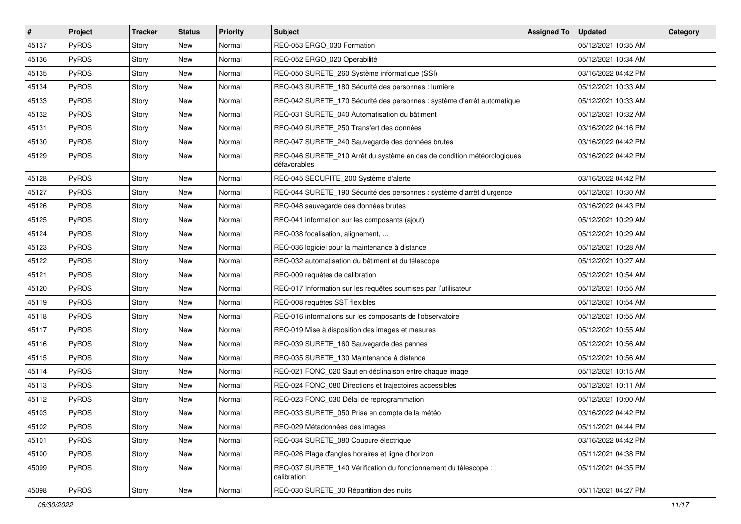| # | Project | Tracker | Status | Priority | Subject | Assigned To | Updated | Category |
|---|---|---|---|---|---|---|---|---|
| 45137 | PyROS | Story | New | Normal | REQ-053 ERGO_030 Formation | | 05/12/2021 10:35 AM | |
| 45136 | PyROS | Story | New | Normal | REQ-052 ERGO_020 Operabilité | | 05/12/2021 10:34 AM | |
| 45135 | PyROS | Story | New | Normal | REQ-050 SURETE_260 Système informatique (SSI) | | 03/16/2022 04:42 PM | |
| 45134 | PyROS | Story | New | Normal | REQ-043 SURETE_180 Sécurité des personnes : lumière | | 05/12/2021 10:33 AM | |
| 45133 | PyROS | Story | New | Normal | REQ-042 SURETE_170 Sécurité des personnes : système d'arrêt automatique | | 05/12/2021 10:33 AM | |
| 45132 | PyROS | Story | New | Normal | REQ-031 SURETE_040 Automatisation du bâtiment | | 05/12/2021 10:32 AM | |
| 45131 | PyROS | Story | New | Normal | REQ-049 SURETE_250 Transfert des données | | 03/16/2022 04:16 PM | |
| 45130 | PyROS | Story | New | Normal | REQ-047 SURETE_240 Sauvegarde des données brutes | | 03/16/2022 04:42 PM | |
| 45129 | PyROS | Story | New | Normal | REQ-046 SURETE_210 Arrêt du système en cas de condition météorologiques défavorables | | 03/16/2022 04:42 PM | |
| 45128 | PyROS | Story | New | Normal | REQ-045 SECURITE_200 Système d'alerte | | 03/16/2022 04:42 PM | |
| 45127 | PyROS | Story | New | Normal | REQ-044 SURETE_190 Sécurité des personnes : système d'arrêt d'urgence | | 05/12/2021 10:30 AM | |
| 45126 | PyROS | Story | New | Normal | REQ-048 sauvegarde des données brutes | | 03/16/2022 04:43 PM | |
| 45125 | PyROS | Story | New | Normal | REQ-041 information sur les composants (ajout) | | 05/12/2021 10:29 AM | |
| 45124 | PyROS | Story | New | Normal | REQ-038 focalisation, alignement, ... | | 05/12/2021 10:29 AM | |
| 45123 | PyROS | Story | New | Normal | REQ-036 logiciel pour la maintenance à distance | | 05/12/2021 10:28 AM | |
| 45122 | PyROS | Story | New | Normal | REQ-032 automatisation du bâtiment et du télescope | | 05/12/2021 10:27 AM | |
| 45121 | PyROS | Story | New | Normal | REQ-009 requêtes de calibration | | 05/12/2021 10:54 AM | |
| 45120 | PyROS | Story | New | Normal | REQ-017 Information sur les requêtes soumises par l'utilisateur | | 05/12/2021 10:55 AM | |
| 45119 | PyROS | Story | New | Normal | REQ-008 requêtes SST flexibles | | 05/12/2021 10:54 AM | |
| 45118 | PyROS | Story | New | Normal | REQ-016 informations sur les composants de l'observatoire | | 05/12/2021 10:55 AM | |
| 45117 | PyROS | Story | New | Normal | REQ-019 Mise à disposition des images et mesures | | 05/12/2021 10:55 AM | |
| 45116 | PyROS | Story | New | Normal | REQ-039 SURETE_160 Sauvegarde des pannes | | 05/12/2021 10:56 AM | |
| 45115 | PyROS | Story | New | Normal | REQ-035 SURETE_130 Maintenance à distance | | 05/12/2021 10:56 AM | |
| 45114 | PyROS | Story | New | Normal | REQ-021 FONC_020 Saut en déclinaison entre chaque image | | 05/12/2021 10:15 AM | |
| 45113 | PyROS | Story | New | Normal | REQ-024 FONC_080 Directions et trajectoires accessibles | | 05/12/2021 10:11 AM | |
| 45112 | PyROS | Story | New | Normal | REQ-023 FONC_030 Délai de reprogrammation | | 05/12/2021 10:00 AM | |
| 45103 | PyROS | Story | New | Normal | REQ-033 SURETE_050 Prise en compte de la météo | | 03/16/2022 04:42 PM | |
| 45102 | PyROS | Story | New | Normal | REQ-029 Métadonnées des images | | 05/11/2021 04:44 PM | |
| 45101 | PyROS | Story | New | Normal | REQ-034 SURETE_080 Coupure électrique | | 03/16/2022 04:42 PM | |
| 45100 | PyROS | Story | New | Normal | REQ-026 Plage d'angles horaires et ligne d'horizon | | 05/11/2021 04:38 PM | |
| 45099 | PyROS | Story | New | Normal | REQ-037 SURETE_140 Vérification du fonctionnement du télescope : calibration | | 05/11/2021 04:35 PM | |
| 45098 | PyROS | Story | New | Normal | REQ-030 SURETE_30 Répartition des nuits | | 05/11/2021 04:27 PM | |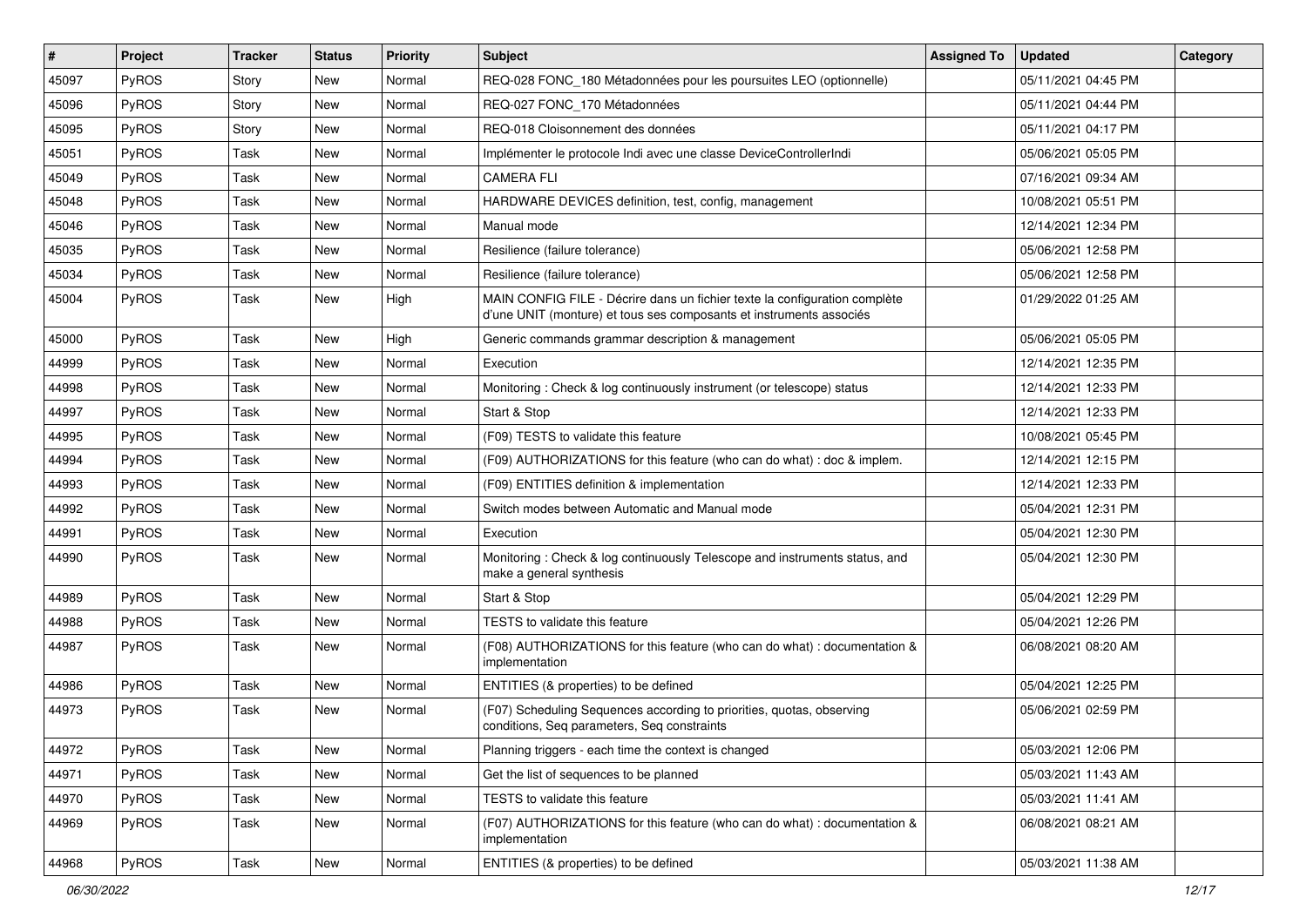| # | Project | Tracker | Status | Priority | Subject | Assigned To | Updated | Category |
|---|---|---|---|---|---|---|---|---|
| 45097 | PyROS | Story | New | Normal | REQ-028 FONC_180 Métadonnées pour les poursuites LEO (optionnelle) | | 05/11/2021 04:45 PM | |
| 45096 | PyROS | Story | New | Normal | REQ-027 FONC_170 Métadonnées | | 05/11/2021 04:44 PM | |
| 45095 | PyROS | Story | New | Normal | REQ-018 Cloisonnement des données | | 05/11/2021 04:17 PM | |
| 45051 | PyROS | Task | New | Normal | Implémenter le protocole Indi avec une classe DeviceControllerIndi | | 05/06/2021 05:05 PM | |
| 45049 | PyROS | Task | New | Normal | CAMERA FLI | | 07/16/2021 09:34 AM | |
| 45048 | PyROS | Task | New | Normal | HARDWARE DEVICES definition, test, config, management | | 10/08/2021 05:51 PM | |
| 45046 | PyROS | Task | New | Normal | Manual mode | | 12/14/2021 12:34 PM | |
| 45035 | PyROS | Task | New | Normal | Resilience (failure tolerance) | | 05/06/2021 12:58 PM | |
| 45034 | PyROS | Task | New | Normal | Resilience (failure tolerance) | | 05/06/2021 12:58 PM | |
| 45004 | PyROS | Task | New | High | MAIN CONFIG FILE - Décrire dans un fichier texte la configuration complète d'une UNIT (monture) et tous ses composants et instruments associés | | 01/29/2022 01:25 AM | |
| 45000 | PyROS | Task | New | High | Generic commands grammar description & management | | 05/06/2021 05:05 PM | |
| 44999 | PyROS | Task | New | Normal | Execution | | 12/14/2021 12:35 PM | |
| 44998 | PyROS | Task | New | Normal | Monitoring : Check & log continuously instrument (or telescope) status | | 12/14/2021 12:33 PM | |
| 44997 | PyROS | Task | New | Normal | Start & Stop | | 12/14/2021 12:33 PM | |
| 44995 | PyROS | Task | New | Normal | (F09) TESTS to validate this feature | | 10/08/2021 05:45 PM | |
| 44994 | PyROS | Task | New | Normal | (F09) AUTHORIZATIONS for this feature (who can do what) : doc & implem. | | 12/14/2021 12:15 PM | |
| 44993 | PyROS | Task | New | Normal | (F09) ENTITIES definition & implementation | | 12/14/2021 12:33 PM | |
| 44992 | PyROS | Task | New | Normal | Switch modes between Automatic and Manual mode | | 05/04/2021 12:31 PM | |
| 44991 | PyROS | Task | New | Normal | Execution | | 05/04/2021 12:30 PM | |
| 44990 | PyROS | Task | New | Normal | Monitoring : Check & log continuously Telescope and instruments status, and make a general synthesis | | 05/04/2021 12:30 PM | |
| 44989 | PyROS | Task | New | Normal | Start & Stop | | 05/04/2021 12:29 PM | |
| 44988 | PyROS | Task | New | Normal | TESTS to validate this feature | | 05/04/2021 12:26 PM | |
| 44987 | PyROS | Task | New | Normal | (F08) AUTHORIZATIONS for this feature (who can do what) : documentation & implementation | | 06/08/2021 08:20 AM | |
| 44986 | PyROS | Task | New | Normal | ENTITIES (& properties) to be defined | | 05/04/2021 12:25 PM | |
| 44973 | PyROS | Task | New | Normal | (F07) Scheduling Sequences according to priorities, quotas, observing conditions, Seq parameters, Seq constraints | | 05/06/2021 02:59 PM | |
| 44972 | PyROS | Task | New | Normal | Planning triggers - each time the context is changed | | 05/03/2021 12:06 PM | |
| 44971 | PyROS | Task | New | Normal | Get the list of sequences to be planned | | 05/03/2021 11:43 AM | |
| 44970 | PyROS | Task | New | Normal | TESTS to validate this feature | | 05/03/2021 11:41 AM | |
| 44969 | PyROS | Task | New | Normal | (F07) AUTHORIZATIONS for this feature (who can do what) : documentation & implementation | | 06/08/2021 08:21 AM | |
| 44968 | PyROS | Task | New | Normal | ENTITIES (& properties) to be defined | | 05/03/2021 11:38 AM | |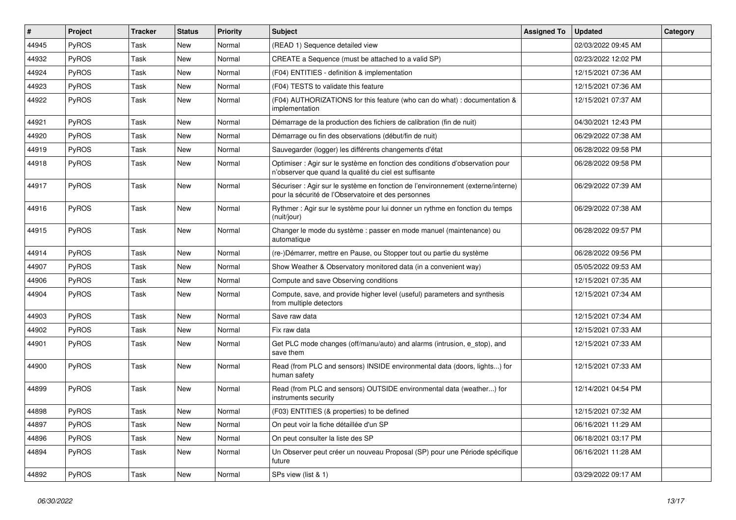| # | Project | Tracker | Status | Priority | Subject | Assigned To | Updated | Category |
|---|---|---|---|---|---|---|---|---|
| 44945 | PyROS | Task | New | Normal | (READ 1) Sequence detailed view | | 02/03/2022 09:45 AM | |
| 44932 | PyROS | Task | New | Normal | CREATE a Sequence (must be attached to a valid SP) | | 02/23/2022 12:02 PM | |
| 44924 | PyROS | Task | New | Normal | (F04) ENTITIES - definition & implementation | | 12/15/2021 07:36 AM | |
| 44923 | PyROS | Task | New | Normal | (F04) TESTS to validate this feature | | 12/15/2021 07:36 AM | |
| 44922 | PyROS | Task | New | Normal | (F04) AUTHORIZATIONS for this feature (who can do what) : documentation & implementation | | 12/15/2021 07:37 AM | |
| 44921 | PyROS | Task | New | Normal | Démarrage de la production des fichiers de calibration (fin de nuit) | | 04/30/2021 12:43 PM | |
| 44920 | PyROS | Task | New | Normal | Démarrage ou fin des observations (début/fin de nuit) | | 06/29/2022 07:38 AM | |
| 44919 | PyROS | Task | New | Normal | Sauvegarder (logger) les différents changements d'état | | 06/28/2022 09:58 PM | |
| 44918 | PyROS | Task | New | Normal | Optimiser : Agir sur le système en fonction des conditions d'observation pour n'observer que quand la qualité du ciel est suffisante | | 06/28/2022 09:58 PM | |
| 44917 | PyROS | Task | New | Normal | Sécuriser : Agir sur le système en fonction de l'environnement (externe/interne) pour la sécurité de l'Observatoire et des personnes | | 06/29/2022 07:39 AM | |
| 44916 | PyROS | Task | New | Normal | Rythmer : Agir sur le système pour lui donner un rythme en fonction du temps (nuit/jour) | | 06/29/2022 07:38 AM | |
| 44915 | PyROS | Task | New | Normal | Changer le mode du système : passer en mode manuel (maintenance) ou automatique | | 06/28/2022 09:57 PM | |
| 44914 | PyROS | Task | New | Normal | (re-)Démarrer, mettre en Pause, ou Stopper tout ou partie du système | | 06/28/2022 09:56 PM | |
| 44907 | PyROS | Task | New | Normal | Show Weather & Observatory monitored data (in a convenient way) | | 05/05/2022 09:53 AM | |
| 44906 | PyROS | Task | New | Normal | Compute and save Observing conditions | | 12/15/2021 07:35 AM | |
| 44904 | PyROS | Task | New | Normal | Compute, save, and provide higher level (useful) parameters and synthesis from multiple detectors | | 12/15/2021 07:34 AM | |
| 44903 | PyROS | Task | New | Normal | Save raw data | | 12/15/2021 07:34 AM | |
| 44902 | PyROS | Task | New | Normal | Fix raw data | | 12/15/2021 07:33 AM | |
| 44901 | PyROS | Task | New | Normal | Get PLC mode changes (off/manu/auto) and alarms (intrusion, e_stop), and save them | | 12/15/2021 07:33 AM | |
| 44900 | PyROS | Task | New | Normal | Read (from PLC and sensors) INSIDE environmental data (doors, lights...) for human safety | | 12/15/2021 07:33 AM | |
| 44899 | PyROS | Task | New | Normal | Read (from PLC and sensors) OUTSIDE environmental data (weather...) for instruments security | | 12/14/2021 04:54 PM | |
| 44898 | PyROS | Task | New | Normal | (F03) ENTITIES (& properties) to be defined | | 12/15/2021 07:32 AM | |
| 44897 | PyROS | Task | New | Normal | On peut voir la fiche détaillée d'un SP | | 06/16/2021 11:29 AM | |
| 44896 | PyROS | Task | New | Normal | On peut consulter la liste des SP | | 06/18/2021 03:17 PM | |
| 44894 | PyROS | Task | New | Normal | Un Observer peut créer un nouveau Proposal (SP) pour une Période spécifique future | | 06/16/2021 11:28 AM | |
| 44892 | PyROS | Task | New | Normal | SPs view (list & 1) | | 03/29/2022 09:17 AM | |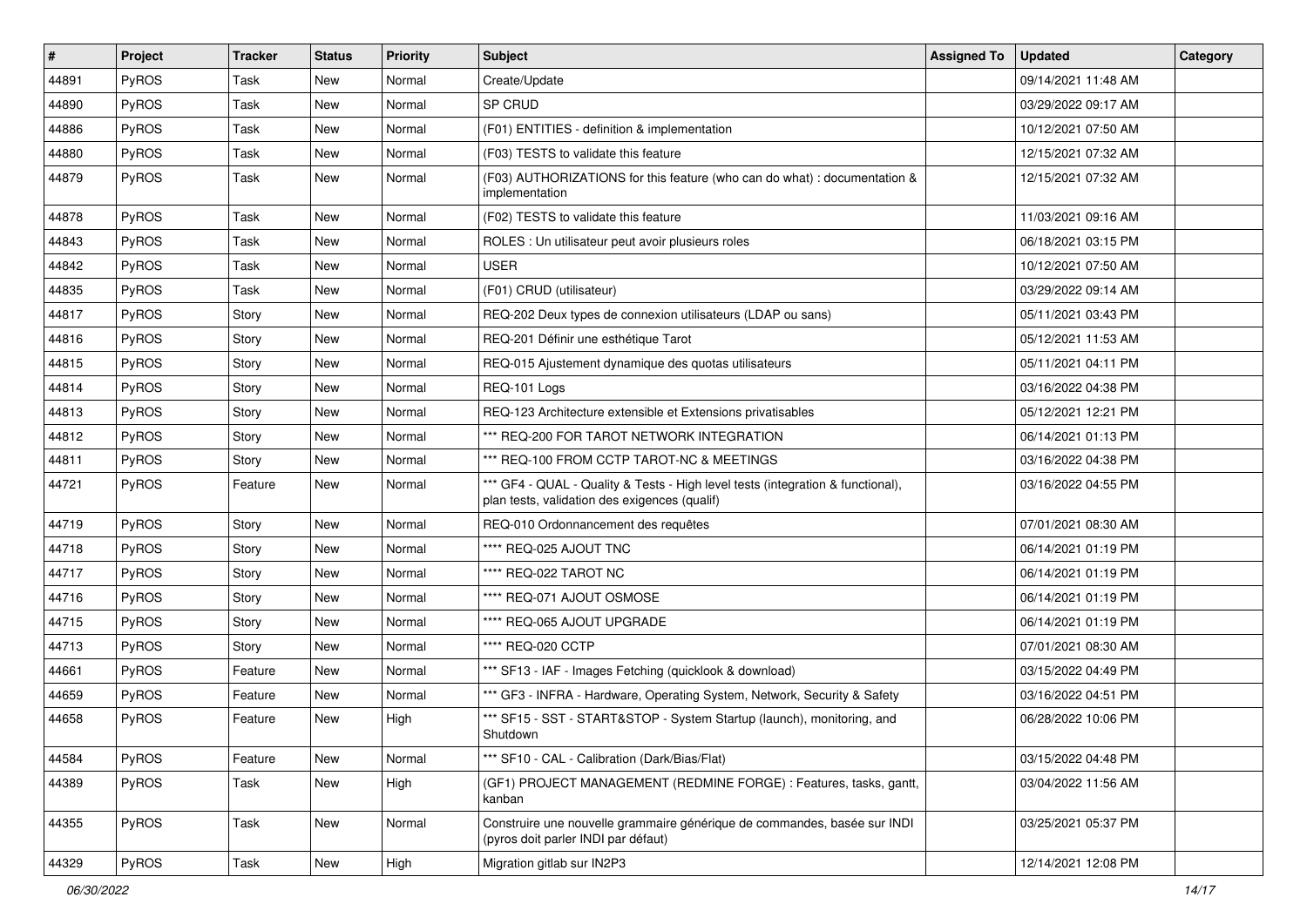| # | Project | Tracker | Status | Priority | Subject | Assigned To | Updated | Category |
|---|---|---|---|---|---|---|---|---|
| 44891 | PyROS | Task | New | Normal | Create/Update | | 09/14/2021 11:48 AM | |
| 44890 | PyROS | Task | New | Normal | SP CRUD | | 03/29/2022 09:17 AM | |
| 44886 | PyROS | Task | New | Normal | (F01) ENTITIES - definition & implementation | | 10/12/2021 07:50 AM | |
| 44880 | PyROS | Task | New | Normal | (F03) TESTS to validate this feature | | 12/15/2021 07:32 AM | |
| 44879 | PyROS | Task | New | Normal | (F03) AUTHORIZATIONS for this feature (who can do what) : documentation & implementation | | 12/15/2021 07:32 AM | |
| 44878 | PyROS | Task | New | Normal | (F02) TESTS to validate this feature | | 11/03/2021 09:16 AM | |
| 44843 | PyROS | Task | New | Normal | ROLES : Un utilisateur peut avoir plusieurs roles | | 06/18/2021 03:15 PM | |
| 44842 | PyROS | Task | New | Normal | USER | | 10/12/2021 07:50 AM | |
| 44835 | PyROS | Task | New | Normal | (F01) CRUD (utilisateur) | | 03/29/2022 09:14 AM | |
| 44817 | PyROS | Story | New | Normal | REQ-202 Deux types de connexion utilisateurs (LDAP ou sans) | | 05/11/2021 03:43 PM | |
| 44816 | PyROS | Story | New | Normal | REQ-201 Définir une esthétique Tarot | | 05/12/2021 11:53 AM | |
| 44815 | PyROS | Story | New | Normal | REQ-015 Ajustement dynamique des quotas utilisateurs | | 05/11/2021 04:11 PM | |
| 44814 | PyROS | Story | New | Normal | REQ-101 Logs | | 03/16/2022 04:38 PM | |
| 44813 | PyROS | Story | New | Normal | REQ-123 Architecture extensible et Extensions privatisables | | 05/12/2021 12:21 PM | |
| 44812 | PyROS | Story | New | Normal | *** REQ-200 FOR TAROT NETWORK INTEGRATION | | 06/14/2021 01:13 PM | |
| 44811 | PyROS | Story | New | Normal | *** REQ-100 FROM CCTP TAROT-NC & MEETINGS | | 03/16/2022 04:38 PM | |
| 44721 | PyROS | Feature | New | Normal | *** GF4 - QUAL - Quality & Tests - High level tests (integration & functional), plan tests, validation des exigences (qualif) | | 03/16/2022 04:55 PM | |
| 44719 | PyROS | Story | New | Normal | REQ-010 Ordonnancement des requêtes | | 07/01/2021 08:30 AM | |
| 44718 | PyROS | Story | New | Normal | **** REQ-025 AJOUT TNC | | 06/14/2021 01:19 PM | |
| 44717 | PyROS | Story | New | Normal | **** REQ-022 TAROT NC | | 06/14/2021 01:19 PM | |
| 44716 | PyROS | Story | New | Normal | **** REQ-071 AJOUT OSMOSE | | 06/14/2021 01:19 PM | |
| 44715 | PyROS | Story | New | Normal | **** REQ-065 AJOUT UPGRADE | | 06/14/2021 01:19 PM | |
| 44713 | PyROS | Story | New | Normal | **** REQ-020 CCTP | | 07/01/2021 08:30 AM | |
| 44661 | PyROS | Feature | New | Normal | *** SF13 - IAF - Images Fetching (quicklook & download) | | 03/15/2022 04:49 PM | |
| 44659 | PyROS | Feature | New | Normal | *** GF3 - INFRA - Hardware, Operating System, Network, Security & Safety | | 03/16/2022 04:51 PM | |
| 44658 | PyROS | Feature | New | High | *** SF15 - SST - START&STOP - System Startup (launch), monitoring, and Shutdown | | 06/28/2022 10:06 PM | |
| 44584 | PyROS | Feature | New | Normal | *** SF10 - CAL - Calibration (Dark/Bias/Flat) | | 03/15/2022 04:48 PM | |
| 44389 | PyROS | Task | New | High | (GF1) PROJECT MANAGEMENT (REDMINE FORGE) : Features, tasks, gantt, kanban | | 03/04/2022 11:56 AM | |
| 44355 | PyROS | Task | New | Normal | Construire une nouvelle grammaire générique de commandes, basée sur INDI (pyros doit parler INDI par défaut) | | 03/25/2021 05:37 PM | |
| 44329 | PyROS | Task | New | High | Migration gitlab sur IN2P3 | | 12/14/2021 12:08 PM | |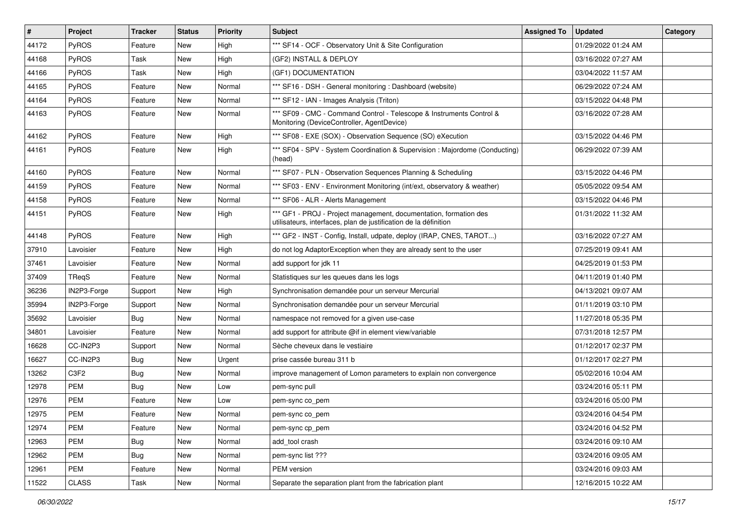| # | Project | Tracker | Status | Priority | Subject | Assigned To | Updated | Category |
|---|---|---|---|---|---|---|---|---|
| 44172 | PyROS | Feature | New | High | *** SF14 - OCF - Observatory Unit & Site Configuration | | 01/29/2022 01:24 AM | |
| 44168 | PyROS | Task | New | High | (GF2) INSTALL & DEPLOY | | 03/16/2022 07:27 AM | |
| 44166 | PyROS | Task | New | High | (GF1) DOCUMENTATION | | 03/04/2022 11:57 AM | |
| 44165 | PyROS | Feature | New | Normal | *** SF16 - DSH - General monitoring : Dashboard (website) | | 06/29/2022 07:24 AM | |
| 44164 | PyROS | Feature | New | Normal | *** SF12 - IAN - Images Analysis (Triton) | | 03/15/2022 04:48 PM | |
| 44163 | PyROS | Feature | New | Normal | *** SF09 - CMC - Command Control - Telescope & Instruments Control & Monitoring (DeviceController, AgentDevice) | | 03/16/2022 07:28 AM | |
| 44162 | PyROS | Feature | New | High | *** SF08 - EXE (SOX) - Observation Sequence (SO) eXecution | | 03/15/2022 04:46 PM | |
| 44161 | PyROS | Feature | New | High | *** SF04 - SPV - System Coordination & Supervision : Majordome (Conducting) (head) | | 06/29/2022 07:39 AM | |
| 44160 | PyROS | Feature | New | Normal | *** SF07 - PLN - Observation Sequences Planning & Scheduling | | 03/15/2022 04:46 PM | |
| 44159 | PyROS | Feature | New | Normal | *** SF03 - ENV - Environment Monitoring (int/ext, observatory & weather) | | 05/05/2022 09:54 AM | |
| 44158 | PyROS | Feature | New | Normal | *** SF06 - ALR - Alerts Management | | 03/15/2022 04:46 PM | |
| 44151 | PyROS | Feature | New | High | *** GF1 - PROJ - Project management, documentation, formation des utilisateurs, interfaces, plan de justification de la définition | | 01/31/2022 11:32 AM | |
| 44148 | PyROS | Feature | New | High | *** GF2 - INST - Config, Install, udpate, deploy (IRAP, CNES, TAROT...) | | 03/16/2022 07:27 AM | |
| 37910 | Lavoisier | Feature | New | High | do not log AdaptorException when they are already sent to the user | | 07/25/2019 09:41 AM | |
| 37461 | Lavoisier | Feature | New | Normal | add support for jdk 11 | | 04/25/2019 01:53 PM | |
| 37409 | TReqS | Feature | New | Normal | Statistiques sur les queues dans les logs | | 04/11/2019 01:40 PM | |
| 36236 | IN2P3-Forge | Support | New | High | Synchronisation demandée pour un serveur Mercurial | | 04/13/2021 09:07 AM | |
| 35994 | IN2P3-Forge | Support | New | Normal | Synchronisation demandée pour un serveur Mercurial | | 01/11/2019 03:10 PM | |
| 35692 | Lavoisier | Bug | New | Normal | namespace not removed for a given use-case | | 11/27/2018 05:35 PM | |
| 34801 | Lavoisier | Feature | New | Normal | add support for attribute @if in element view/variable | | 07/31/2018 12:57 PM | |
| 16628 | CC-IN2P3 | Support | New | Normal | Sèche cheveux dans le vestiaire | | 01/12/2017 02:37 PM | |
| 16627 | CC-IN2P3 | Bug | New | Urgent | prise cassée bureau 311 b | | 01/12/2017 02:27 PM | |
| 13262 | C3F2 | Bug | New | Normal | improve management of Lomon parameters to explain non convergence | | 05/02/2016 10:04 AM | |
| 12978 | PEM | Bug | New | Low | pem-sync pull | | 03/24/2016 05:11 PM | |
| 12976 | PEM | Feature | New | Low | pem-sync co_pem | | 03/24/2016 05:00 PM | |
| 12975 | PEM | Feature | New | Normal | pem-sync co_pem | | 03/24/2016 04:54 PM | |
| 12974 | PEM | Feature | New | Normal | pem-sync cp_pem | | 03/24/2016 04:52 PM | |
| 12963 | PEM | Bug | New | Normal | add_tool crash | | 03/24/2016 09:10 AM | |
| 12962 | PEM | Bug | New | Normal | pem-sync list ??? | | 03/24/2016 09:05 AM | |
| 12961 | PEM | Feature | New | Normal | PEM version | | 03/24/2016 09:03 AM | |
| 11522 | CLASS | Task | New | Normal | Separate the separation plant from the fabrication plant | | 12/16/2015 10:22 AM | |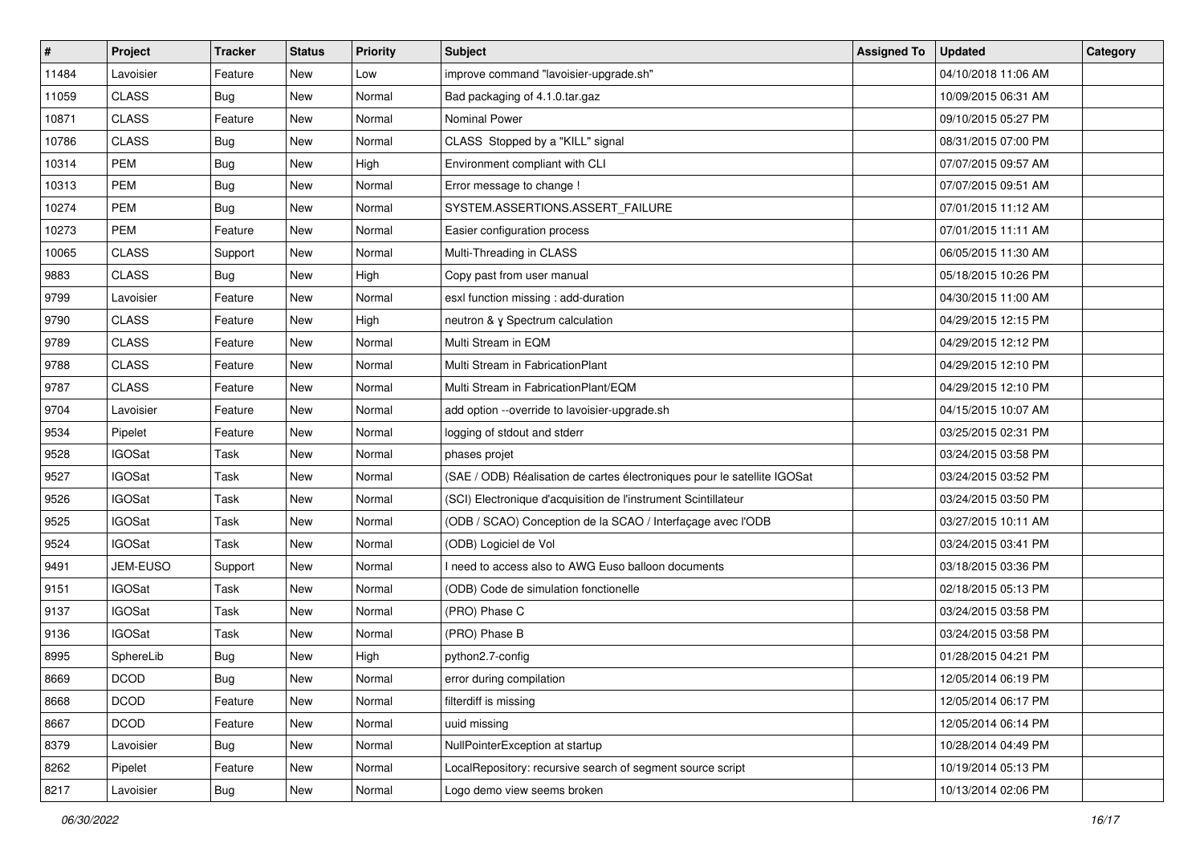| # | Project | Tracker | Status | Priority | Subject | Assigned To | Updated | Category |
|---|---|---|---|---|---|---|---|---|
| 11484 | Lavoisier | Feature | New | Low | improve command "lavoisier-upgrade.sh" | | 04/10/2018 11:06 AM | |
| 11059 | CLASS | Bug | New | Normal | Bad packaging of 4.1.0.tar.gaz | | 10/09/2015 06:31 AM | |
| 10871 | CLASS | Feature | New | Normal | Nominal Power | | 09/10/2015 05:27 PM | |
| 10786 | CLASS | Bug | New | Normal | CLASS Stopped by a "KILL" signal | | 08/31/2015 07:00 PM | |
| 10314 | PEM | Bug | New | High | Environment compliant with CLI | | 07/07/2015 09:57 AM | |
| 10313 | PEM | Bug | New | Normal | Error message to change ! | | 07/07/2015 09:51 AM | |
| 10274 | PEM | Bug | New | Normal | SYSTEM.ASSERTIONS.ASSERT_FAILURE | | 07/01/2015 11:12 AM | |
| 10273 | PEM | Feature | New | Normal | Easier configuration process | | 07/01/2015 11:11 AM | |
| 10065 | CLASS | Support | New | Normal | Multi-Threading in CLASS | | 06/05/2015 11:30 AM | |
| 9883 | CLASS | Bug | New | High | Copy past from user manual | | 05/18/2015 10:26 PM | |
| 9799 | Lavoisier | Feature | New | Normal | esxl function missing : add-duration | | 04/30/2015 11:00 AM | |
| 9790 | CLASS | Feature | New | High | neutron & γ Spectrum calculation | | 04/29/2015 12:15 PM | |
| 9789 | CLASS | Feature | New | Normal | Multi Stream in EQM | | 04/29/2015 12:12 PM | |
| 9788 | CLASS | Feature | New | Normal | Multi Stream in FabricationPlant | | 04/29/2015 12:10 PM | |
| 9787 | CLASS | Feature | New | Normal | Multi Stream in FabricationPlant/EQM | | 04/29/2015 12:10 PM | |
| 9704 | Lavoisier | Feature | New | Normal | add option --override to lavoisier-upgrade.sh | | 04/15/2015 10:07 AM | |
| 9534 | Pipelet | Feature | New | Normal | logging of stdout and stderr | | 03/25/2015 02:31 PM | |
| 9528 | IGOSat | Task | New | Normal | phases projet | | 03/24/2015 03:58 PM | |
| 9527 | IGOSat | Task | New | Normal | (SAE / ODB) Réalisation de cartes électroniques pour le satellite IGOSat | | 03/24/2015 03:52 PM | |
| 9526 | IGOSat | Task | New | Normal | (SCI) Electronique d'acquisition de l'instrument Scintillateur | | 03/24/2015 03:50 PM | |
| 9525 | IGOSat | Task | New | Normal | (ODB / SCAO) Conception de la SCAO / Interfaçage avec l'ODB | | 03/27/2015 10:11 AM | |
| 9524 | IGOSat | Task | New | Normal | (ODB) Logiciel de Vol | | 03/24/2015 03:41 PM | |
| 9491 | JEM-EUSO | Support | New | Normal | I need to access also to AWG Euso balloon documents | | 03/18/2015 03:36 PM | |
| 9151 | IGOSat | Task | New | Normal | (ODB) Code de simulation fonctionelle | | 02/18/2015 05:13 PM | |
| 9137 | IGOSat | Task | New | Normal | (PRO) Phase C | | 03/24/2015 03:58 PM | |
| 9136 | IGOSat | Task | New | Normal | (PRO) Phase B | | 03/24/2015 03:58 PM | |
| 8995 | SphereLib | Bug | New | High | python2.7-config | | 01/28/2015 04:21 PM | |
| 8669 | DCOD | Bug | New | Normal | error during compilation | | 12/05/2014 06:19 PM | |
| 8668 | DCOD | Feature | New | Normal | filterdiff is missing | | 12/05/2014 06:17 PM | |
| 8667 | DCOD | Feature | New | Normal | uuid missing | | 12/05/2014 06:14 PM | |
| 8379 | Lavoisier | Bug | New | Normal | NullPointerException at startup | | 10/28/2014 04:49 PM | |
| 8262 | Pipelet | Feature | New | Normal | LocalRepository: recursive search of segment source script | | 10/19/2014 05:13 PM | |
| 8217 | Lavoisier | Bug | New | Normal | Logo demo view seems broken | | 10/13/2014 02:06 PM | |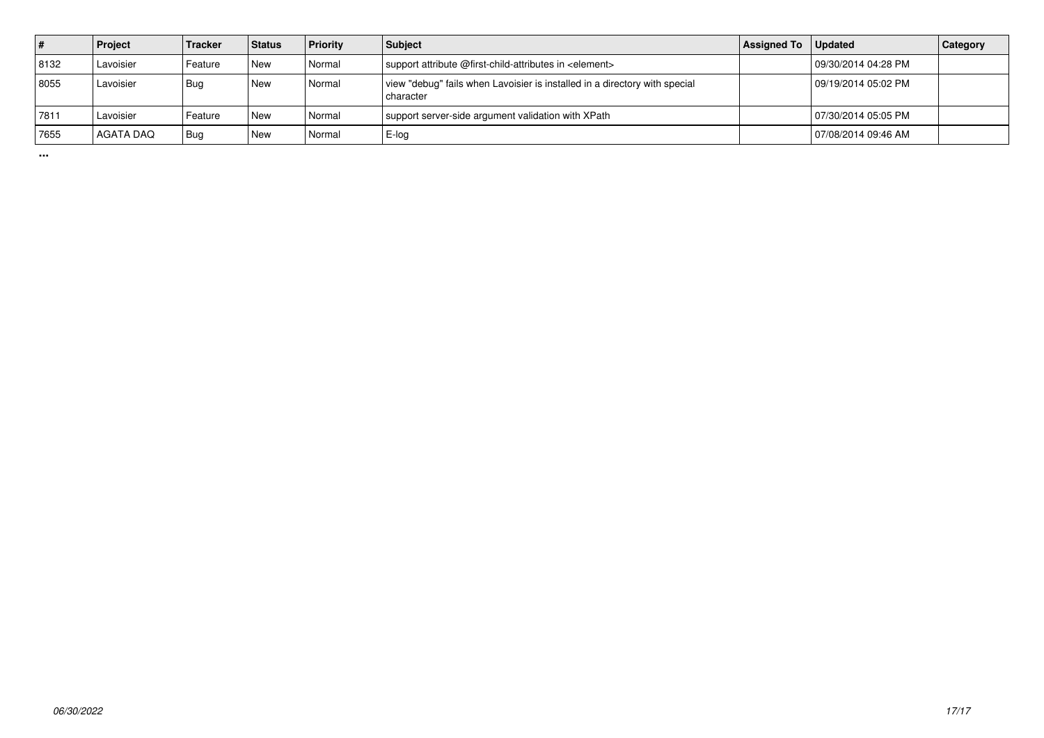| # | Project | Tracker | Status | Priority | Subject | Assigned To | Updated | Category |
|---|---|---|---|---|---|---|---|---|
| 8132 | Lavoisier | Feature | New | Normal | support attribute @first-child-attributes in <element> | | 09/30/2014 04:28 PM | |
| 8055 | Lavoisier | Bug | New | Normal | view "debug" fails when Lavoisier is installed in a directory with special character | | 09/19/2014 05:02 PM | |
| 7811 | Lavoisier | Feature | New | Normal | support server-side argument validation with XPath | | 07/30/2014 05:05 PM | |
| 7655 | AGATA DAQ | Bug | New | Normal | E-log | | 07/08/2014 09:46 AM | |

...